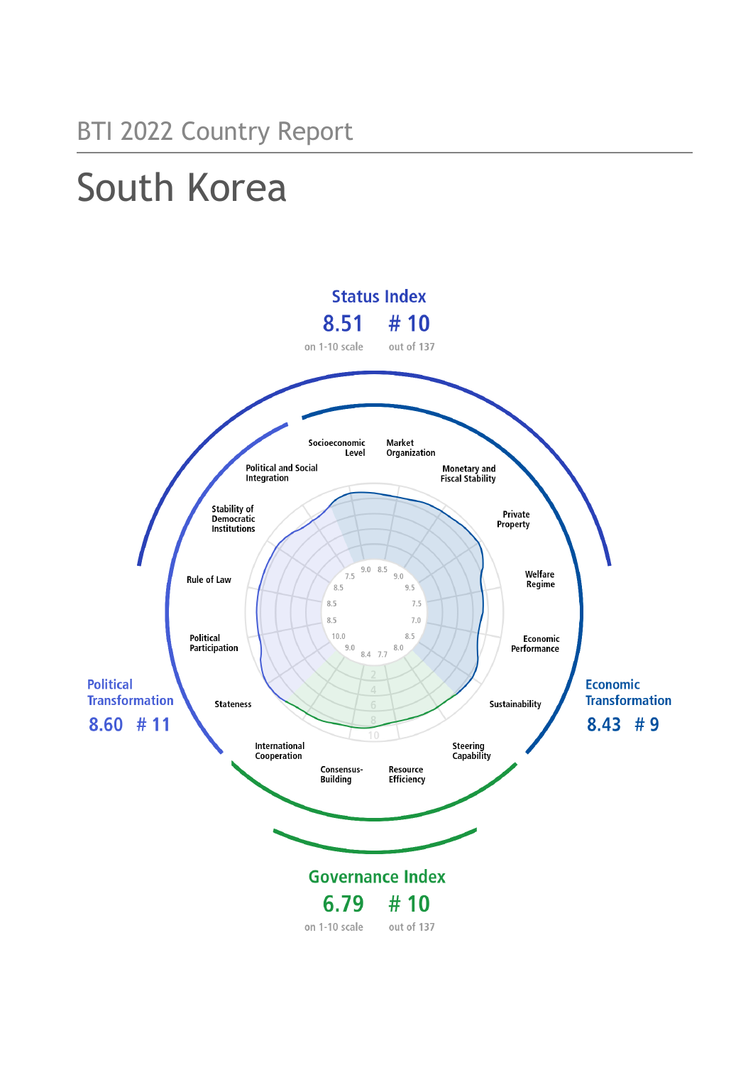BTI 2022 Country Report

# South Korea

## Status Index

8.51 # 10

on 1-10 scale out of 137

## Political Transformation

8.60 # 11

## Economic Transformation

8.43 # 9

## Governance Index

6.79 # 10

on 1-10 scale out of 137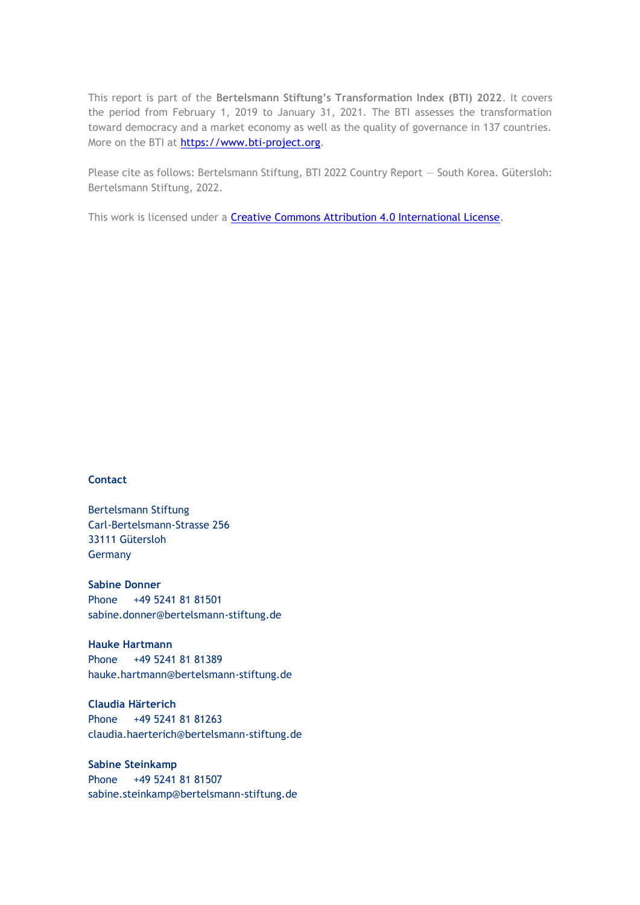This report is part of the **Bertelsmann Stiftung's Transformation Index (BTI) 2022**. It covers the period from February 1, 2019 to January 31, 2021. The BTI assesses the transformation toward democracy and a market economy as well as the quality of governance in 137 countries. More on the BTI at [https://www.bti-project.org](https://www.bti-project.org).

Please cite as follows: Bertelsmann Stiftung, BTI 2022 Country Report — South Korea. Gütersloh: Bertelsmann Stiftung, 2022.

This work is licensed under a [Creative Commons Attribution 4.0 International License](https://creativecommons.org/licenses/by/4.0/).

**Contact**

Bertelsmann Stiftung
Carl-Bertelsmann-Strasse 256
33111 Gütersloh
Germany

**Sabine Donner**
Phone +49 5241 81 81501
sabine.donner@bertelsmann-stiftung.de

**Hauke Hartmann**
Phone +49 5241 81 81389
hauke.hartmann@bertelsmann-stiftung.de

**Claudia Härterich**
Phone +49 5241 81 81263
claudia.haerterich@bertelsmann-stiftung.de

**Sabine Steinkamp**
Phone +49 5241 81 81507
sabine.steinkamp@bertelsmann-stiftung.de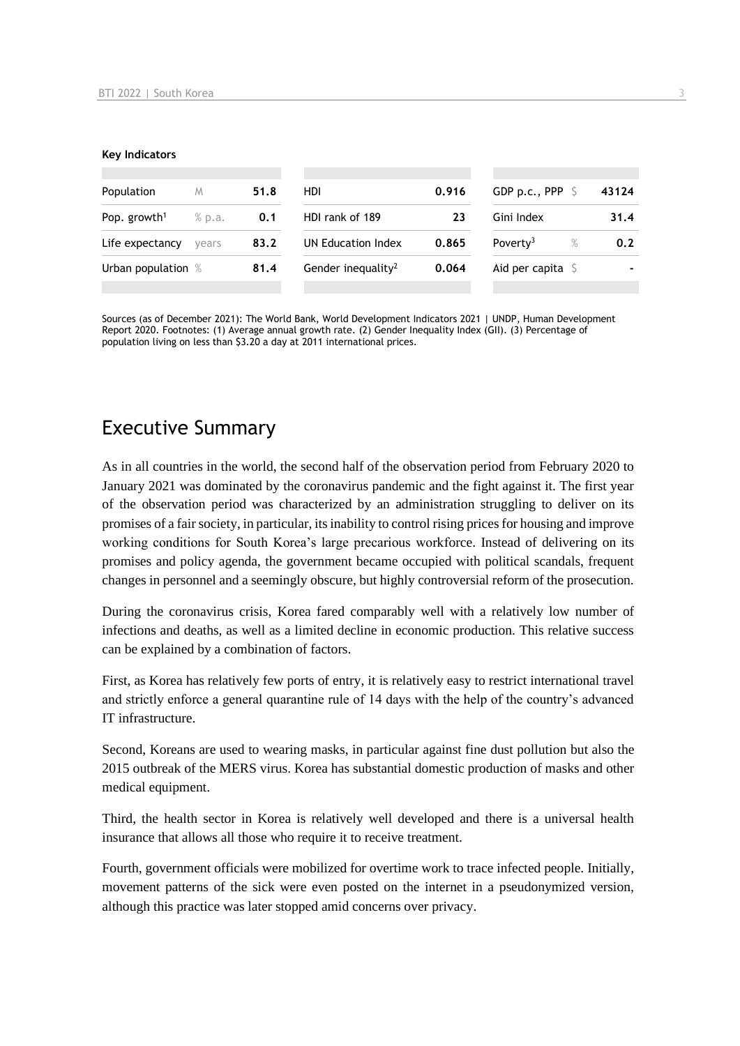**Key Indicators**

| Population | M | 51.8 | HDI | 0.916 | GDP p.c., PPP | $ | 43124 |
|---|---|---|---|---|---|---|---|
| Pop. growth[1] | % p.a. | 0.1 | HDI rank of 189 | 23 | Gini Index | | 31.4 |
| Life expectancy | years | 83.2 | UN Education Index | 0.865 | Poverty[3] | % | 0.2 |
| Urban population | % | 81.4 | Gender inequality[2] | 0.064 | Aid per capita | $ | - |

Sources (as of December 2021): The World Bank, World Development Indicators 2021 | UNDP, Human Development Report 2020. Footnotes: (1) Average annual growth rate. (2) Gender Inequality Index (GII). (3) Percentage of population living on less than $3.20 a day at 2011 international prices.

# Executive Summary

As in all countries in the world, the second half of the observation period from February 2020 to January 2021 was dominated by the coronavirus pandemic and the fight against it. The first year of the observation period was characterized by an administration struggling to deliver on its promises of a fair society, in particular, its inability to control rising prices for housing and improve working conditions for South Korea's large precarious workforce. Instead of delivering on its promises and policy agenda, the government became occupied with political scandals, frequent changes in personnel and a seemingly obscure, but highly controversial reform of the prosecution.

During the coronavirus crisis, Korea fared comparably well with a relatively low number of infections and deaths, as well as a limited decline in economic production. This relative success can be explained by a combination of factors.

First, as Korea has relatively few ports of entry, it is relatively easy to restrict international travel and strictly enforce a general quarantine rule of 14 days with the help of the country's advanced IT infrastructure.

Second, Koreans are used to wearing masks, in particular against fine dust pollution but also the 2015 outbreak of the MERS virus. Korea has substantial domestic production of masks and other medical equipment.

Third, the health sector in Korea is relatively well developed and there is a universal health insurance that allows all those who require it to receive treatment.

Fourth, government officials were mobilized for overtime work to trace infected people. Initially, movement patterns of the sick were even posted on the internet in a pseudonymized version, although this practice was later stopped amid concerns over privacy.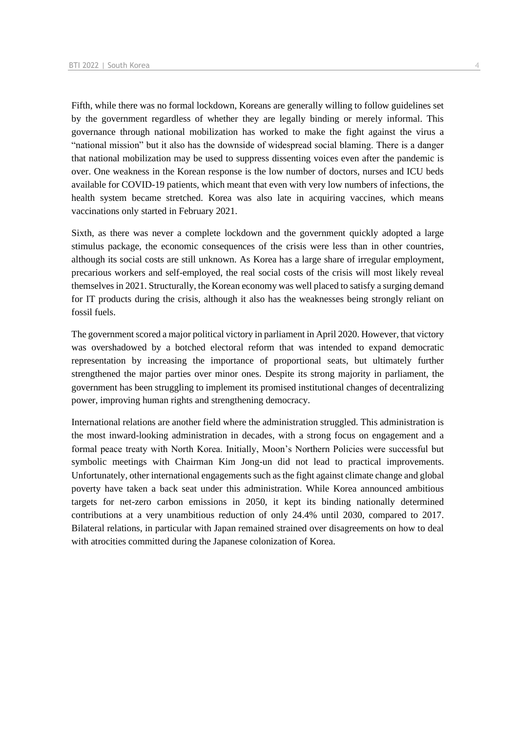Fifth, while there was no formal lockdown, Koreans are generally willing to follow guidelines set by the government regardless of whether they are legally binding or merely informal. This governance through national mobilization has worked to make the fight against the virus a "national mission" but it also has the downside of widespread social blaming. There is a danger that national mobilization may be used to suppress dissenting voices even after the pandemic is over. One weakness in the Korean response is the low number of doctors, nurses and ICU beds available for COVID-19 patients, which meant that even with very low numbers of infections, the health system became stretched. Korea was also late in acquiring vaccines, which means vaccinations only started in February 2021.

Sixth, as there was never a complete lockdown and the government quickly adopted a large stimulus package, the economic consequences of the crisis were less than in other countries, although its social costs are still unknown. As Korea has a large share of irregular employment, precarious workers and self-employed, the real social costs of the crisis will most likely reveal themselves in 2021. Structurally, the Korean economy was well placed to satisfy a surging demand for IT products during the crisis, although it also has the weaknesses being strongly reliant on fossil fuels.

The government scored a major political victory in parliament in April 2020. However, that victory was overshadowed by a botched electoral reform that was intended to expand democratic representation by increasing the importance of proportional seats, but ultimately further strengthened the major parties over minor ones. Despite its strong majority in parliament, the government has been struggling to implement its promised institutional changes of decentralizing power, improving human rights and strengthening democracy.

International relations are another field where the administration struggled. This administration is the most inward-looking administration in decades, with a strong focus on engagement and a formal peace treaty with North Korea. Initially, Moon's Northern Policies were successful but symbolic meetings with Chairman Kim Jong-un did not lead to practical improvements. Unfortunately, other international engagements such as the fight against climate change and global poverty have taken a back seat under this administration. While Korea announced ambitious targets for net-zero carbon emissions in 2050, it kept its binding nationally determined contributions at a very unambitious reduction of only 24.4% until 2030, compared to 2017. Bilateral relations, in particular with Japan remained strained over disagreements on how to deal with atrocities committed during the Japanese colonization of Korea.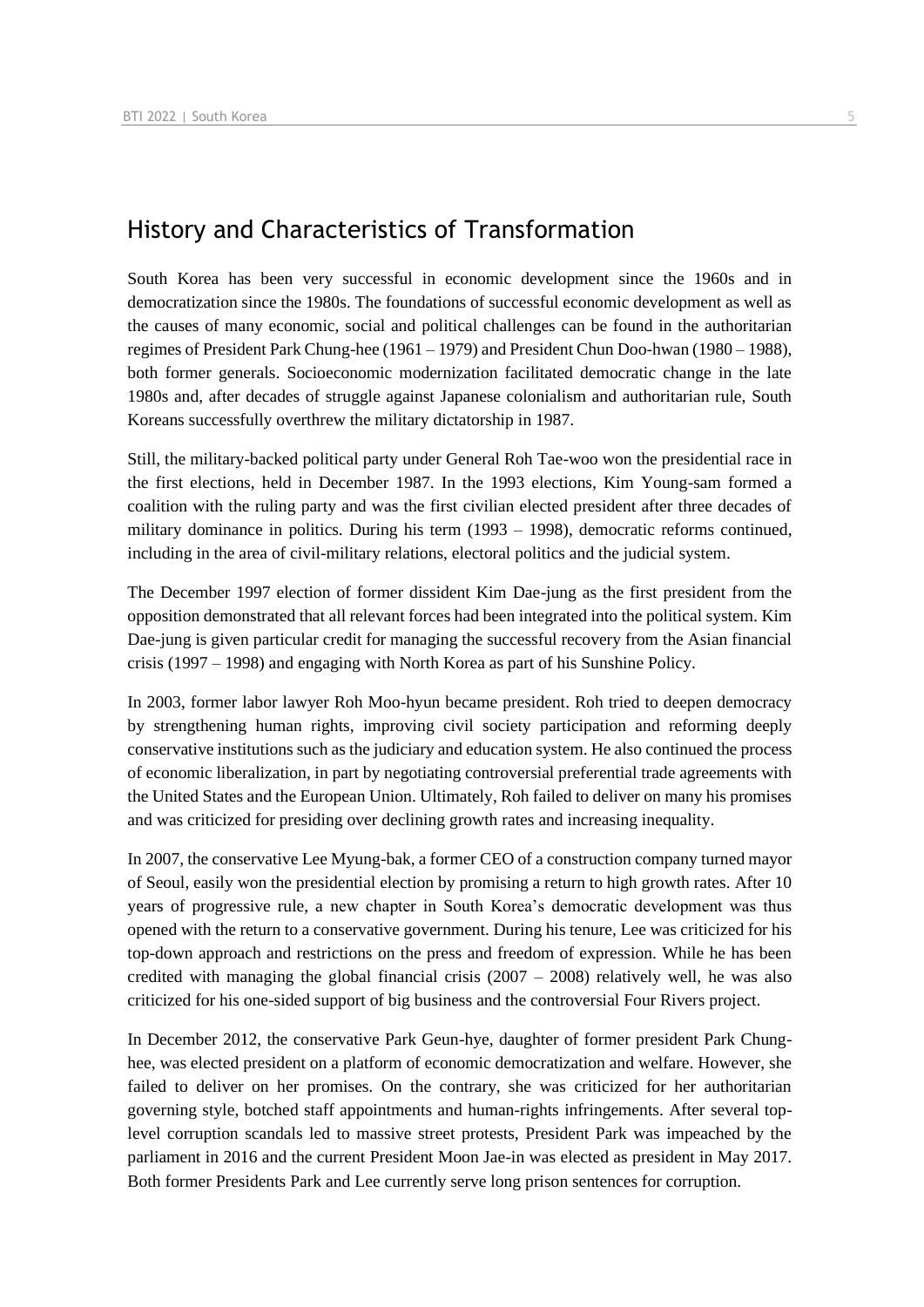## History and Characteristics of Transformation

South Korea has been very successful in economic development since the 1960s and in democratization since the 1980s. The foundations of successful economic development as well as the causes of many economic, social and political challenges can be found in the authoritarian regimes of President Park Chung-hee (1961 – 1979) and President Chun Doo-hwan (1980 – 1988), both former generals. Socioeconomic modernization facilitated democratic change in the late 1980s and, after decades of struggle against Japanese colonialism and authoritarian rule, South Koreans successfully overthrew the military dictatorship in 1987.

Still, the military-backed political party under General Roh Tae-woo won the presidential race in the first elections, held in December 1987. In the 1993 elections, Kim Young-sam formed a coalition with the ruling party and was the first civilian elected president after three decades of military dominance in politics. During his term (1993 – 1998), democratic reforms continued, including in the area of civil-military relations, electoral politics and the judicial system.

The December 1997 election of former dissident Kim Dae-jung as the first president from the opposition demonstrated that all relevant forces had been integrated into the political system. Kim Dae-jung is given particular credit for managing the successful recovery from the Asian financial crisis (1997 – 1998) and engaging with North Korea as part of his Sunshine Policy.

In 2003, former labor lawyer Roh Moo-hyun became president. Roh tried to deepen democracy by strengthening human rights, improving civil society participation and reforming deeply conservative institutions such as the judiciary and education system. He also continued the process of economic liberalization, in part by negotiating controversial preferential trade agreements with the United States and the European Union. Ultimately, Roh failed to deliver on many his promises and was criticized for presiding over declining growth rates and increasing inequality.

In 2007, the conservative Lee Myung-bak, a former CEO of a construction company turned mayor of Seoul, easily won the presidential election by promising a return to high growth rates. After 10 years of progressive rule, a new chapter in South Korea's democratic development was thus opened with the return to a conservative government. During his tenure, Lee was criticized for his top-down approach and restrictions on the press and freedom of expression. While he has been credited with managing the global financial crisis (2007 – 2008) relatively well, he was also criticized for his one-sided support of big business and the controversial Four Rivers project.

In December 2012, the conservative Park Geun-hye, daughter of former president Park Chung-hee, was elected president on a platform of economic democratization and welfare. However, she failed to deliver on her promises. On the contrary, she was criticized for her authoritarian governing style, botched staff appointments and human-rights infringements. After several top-level corruption scandals led to massive street protests, President Park was impeached by the parliament in 2016 and the current President Moon Jae-in was elected as president in May 2017. Both former Presidents Park and Lee currently serve long prison sentences for corruption.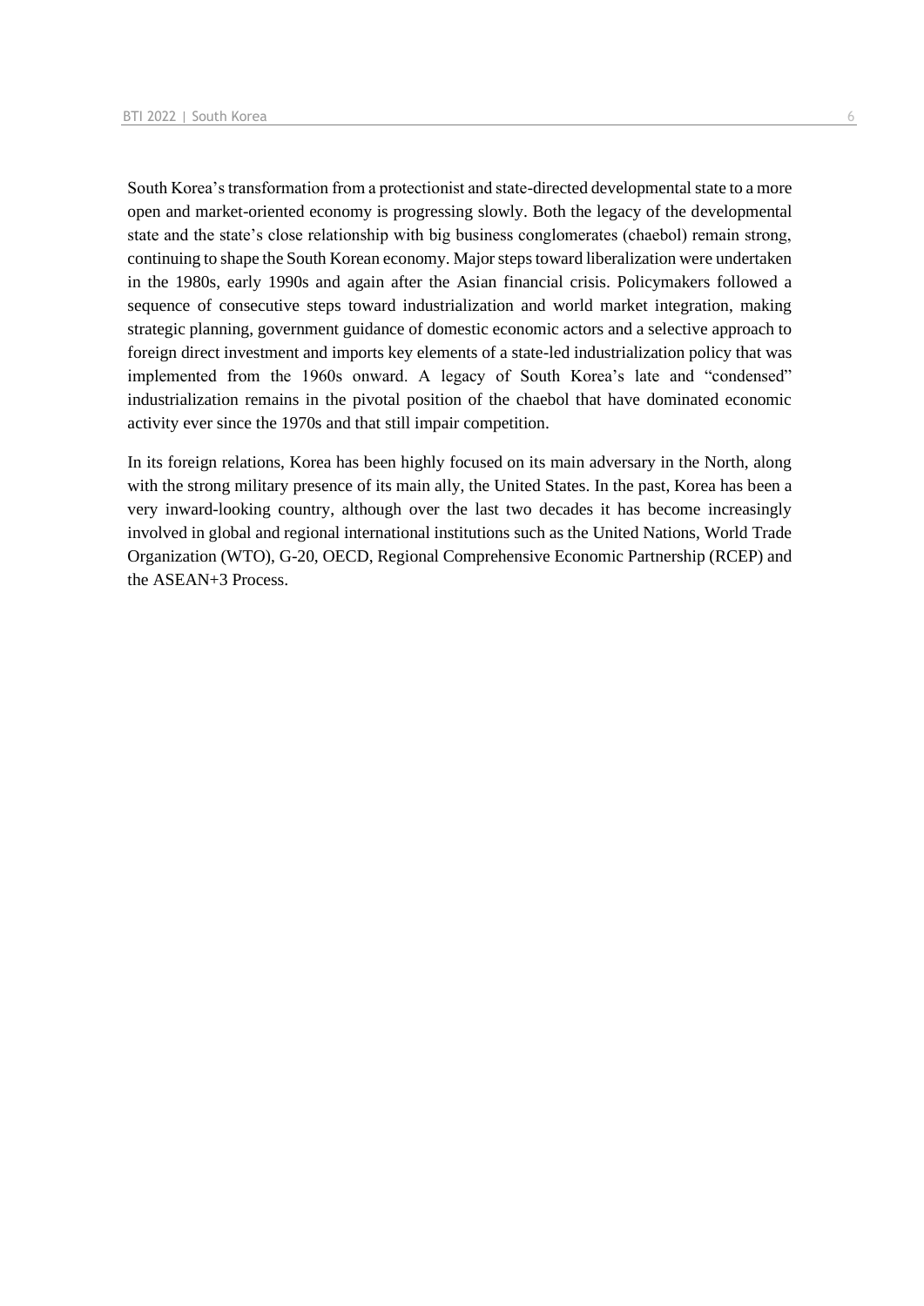South Korea's transformation from a protectionist and state-directed developmental state to a more open and market-oriented economy is progressing slowly. Both the legacy of the developmental state and the state's close relationship with big business conglomerates (chaebol) remain strong, continuing to shape the South Korean economy. Major steps toward liberalization were undertaken in the 1980s, early 1990s and again after the Asian financial crisis. Policymakers followed a sequence of consecutive steps toward industrialization and world market integration, making strategic planning, government guidance of domestic economic actors and a selective approach to foreign direct investment and imports key elements of a state-led industrialization policy that was implemented from the 1960s onward. A legacy of South Korea's late and "condensed" industrialization remains in the pivotal position of the chaebol that have dominated economic activity ever since the 1970s and that still impair competition.

In its foreign relations, Korea has been highly focused on its main adversary in the North, along with the strong military presence of its main ally, the United States. In the past, Korea has been a very inward-looking country, although over the last two decades it has become increasingly involved in global and regional international institutions such as the United Nations, World Trade Organization (WTO), G-20, OECD, Regional Comprehensive Economic Partnership (RCEP) and the ASEAN+3 Process.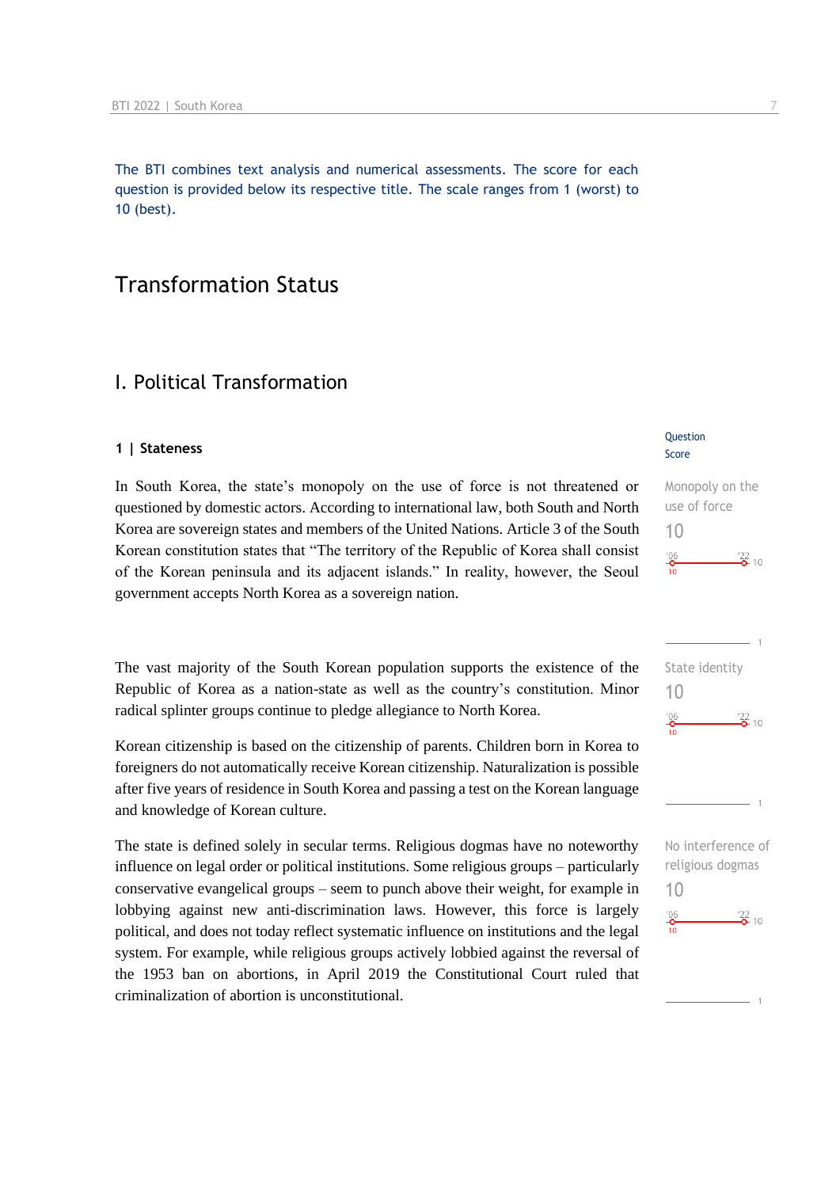The BTI combines text analysis and numerical assessments. The score for each question is provided below its respective title. The scale ranges from 1 (worst) to 10 (best).

# Transformation Status

## I. Political Transformation

### 1 | Stateness

Question Score

**Monopoly on the use of force**
10

'06: 10 — '22: 10

In South Korea, the state's monopoly on the use of force is not threatened or questioned by domestic actors. According to international law, both South and North Korea are sovereign states and members of the United Nations. Article 3 of the South Korean constitution states that "The territory of the Republic of Korea shall consist of the Korean peninsula and its adjacent islands." In reality, however, the Seoul government accepts North Korea as a sovereign nation.

**State identity**
10

'06: 10 — '22: 10

The vast majority of the South Korean population supports the existence of the Republic of Korea as a nation-state as well as the country's constitution. Minor radical splinter groups continue to pledge allegiance to North Korea.

Korean citizenship is based on the citizenship of parents. Children born in Korea to foreigners do not automatically receive Korean citizenship. Naturalization is possible after five years of residence in South Korea and passing a test on the Korean language and knowledge of Korean culture.

**No interference of religious dogmas**
10

'06: 10 — '22: 10

The state is defined solely in secular terms. Religious dogmas have no noteworthy influence on legal order or political institutions. Some religious groups – particularly conservative evangelical groups – seem to punch above their weight, for example in lobbying against new anti-discrimination laws. However, this force is largely political, and does not today reflect systematic influence on institutions and the legal system. For example, while religious groups actively lobbied against the reversal of the 1953 ban on abortions, in April 2019 the Constitutional Court ruled that criminalization of abortion is unconstitutional.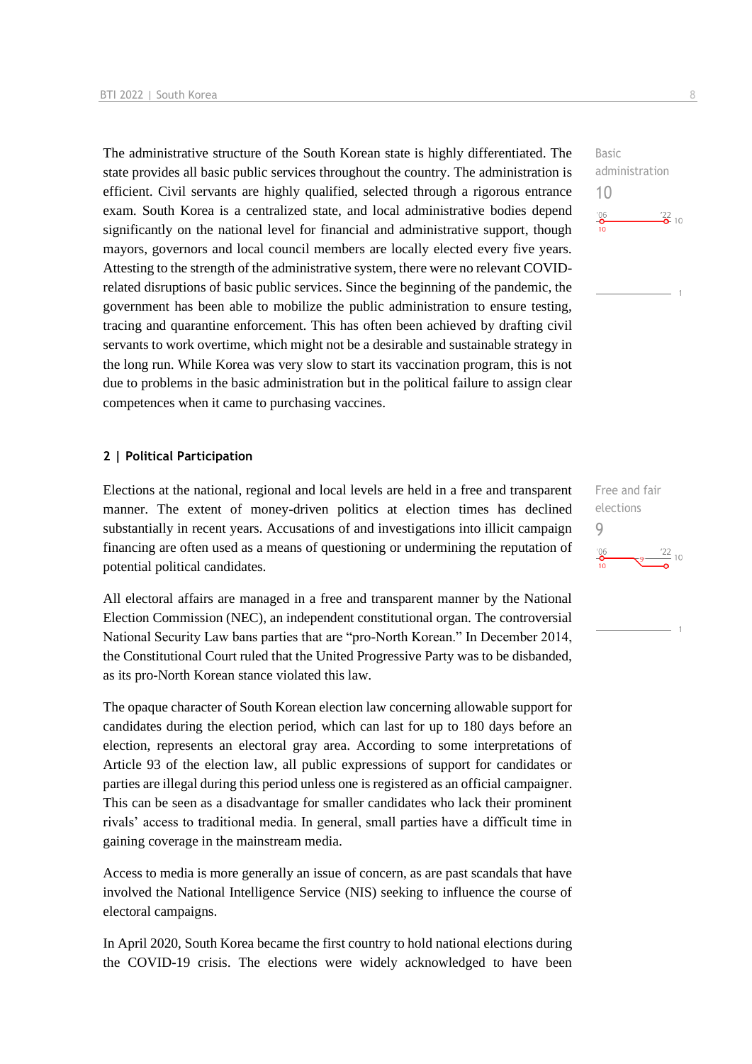The administrative structure of the South Korean state is highly differentiated. The state provides all basic public services throughout the country. The administration is efficient. Civil servants are highly qualified, selected through a rigorous entrance exam. South Korea is a centralized state, and local administrative bodies depend significantly on the national level for financial and administrative support, though mayors, governors and local council members are locally elected every five years. Attesting to the strength of the administrative system, there were no relevant COVID-related disruptions of basic public services. Since the beginning of the pandemic, the government has been able to mobilize the public administration to ensure testing, tracing and quarantine enforcement. This has often been achieved by drafting civil servants to work overtime, which might not be a desirable and sustainable strategy in the long run. While Korea was very slow to start its vaccination program, this is not due to problems in the basic administration but in the political failure to assign clear competences when it came to purchasing vaccines.

Basic administration
10

## 2 | Political Participation

Elections at the national, regional and local levels are held in a free and transparent manner. The extent of money-driven politics at election times has declined substantially in recent years. Accusations of and investigations into illicit campaign financing are often used as a means of questioning or undermining the reputation of potential political candidates.

Free and fair elections
9

All electoral affairs are managed in a free and transparent manner by the National Election Commission (NEC), an independent constitutional organ. The controversial National Security Law bans parties that are "pro-North Korean." In December 2014, the Constitutional Court ruled that the United Progressive Party was to be disbanded, as its pro-North Korean stance violated this law.

The opaque character of South Korean election law concerning allowable support for candidates during the election period, which can last for up to 180 days before an election, represents an electoral gray area. According to some interpretations of Article 93 of the election law, all public expressions of support for candidates or parties are illegal during this period unless one is registered as an official campaigner. This can be seen as a disadvantage for smaller candidates who lack their prominent rivals' access to traditional media. In general, small parties have a difficult time in gaining coverage in the mainstream media.

Access to media is more generally an issue of concern, as are past scandals that have involved the National Intelligence Service (NIS) seeking to influence the course of electoral campaigns.

In April 2020, South Korea became the first country to hold national elections during the COVID-19 crisis. The elections were widely acknowledged to have been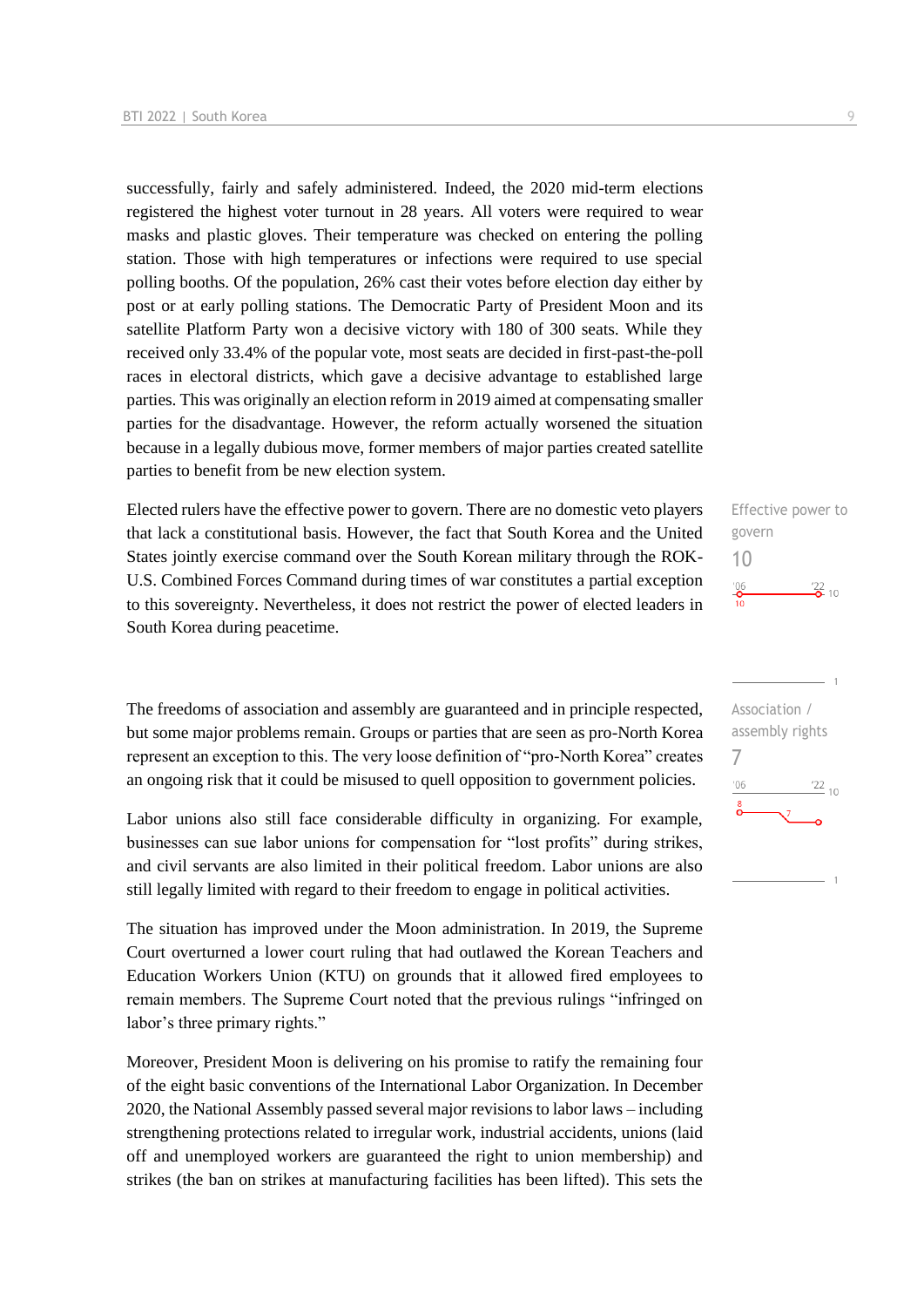successfully, fairly and safely administered. Indeed, the 2020 mid-term elections registered the highest voter turnout in 28 years. All voters were required to wear masks and plastic gloves. Their temperature was checked on entering the polling station. Those with high temperatures or infections were required to use special polling booths. Of the population, 26% cast their votes before election day either by post or at early polling stations. The Democratic Party of President Moon and its satellite Platform Party won a decisive victory with 180 of 300 seats. While they received only 33.4% of the popular vote, most seats are decided in first-past-the-poll races in electoral districts, which gave a decisive advantage to established large parties. This was originally an election reform in 2019 aimed at compensating smaller parties for the disadvantage. However, the reform actually worsened the situation because in a legally dubious move, former members of major parties created satellite parties to benefit from be new election system.

Effective power to govern
10

Elected rulers have the effective power to govern. There are no domestic veto players that lack a constitutional basis. However, the fact that South Korea and the United States jointly exercise command over the South Korean military through the ROK-U.S. Combined Forces Command during times of war constitutes a partial exception to this sovereignty. Nevertheless, it does not restrict the power of elected leaders in South Korea during peacetime.

Association / assembly rights
7

The freedoms of association and assembly are guaranteed and in principle respected, but some major problems remain. Groups or parties that are seen as pro-North Korea represent an exception to this. The very loose definition of "pro-North Korea" creates an ongoing risk that it could be misused to quell opposition to government policies.

Labor unions also still face considerable difficulty in organizing. For example, businesses can sue labor unions for compensation for "lost profits" during strikes, and civil servants are also limited in their political freedom. Labor unions are also still legally limited with regard to their freedom to engage in political activities.

The situation has improved under the Moon administration. In 2019, the Supreme Court overturned a lower court ruling that had outlawed the Korean Teachers and Education Workers Union (KTU) on grounds that it allowed fired employees to remain members. The Supreme Court noted that the previous rulings "infringed on labor's three primary rights."

Moreover, President Moon is delivering on his promise to ratify the remaining four of the eight basic conventions of the International Labor Organization. In December 2020, the National Assembly passed several major revisions to labor laws – including strengthening protections related to irregular work, industrial accidents, unions (laid off and unemployed workers are guaranteed the right to union membership) and strikes (the ban on strikes at manufacturing facilities has been lifted). This sets the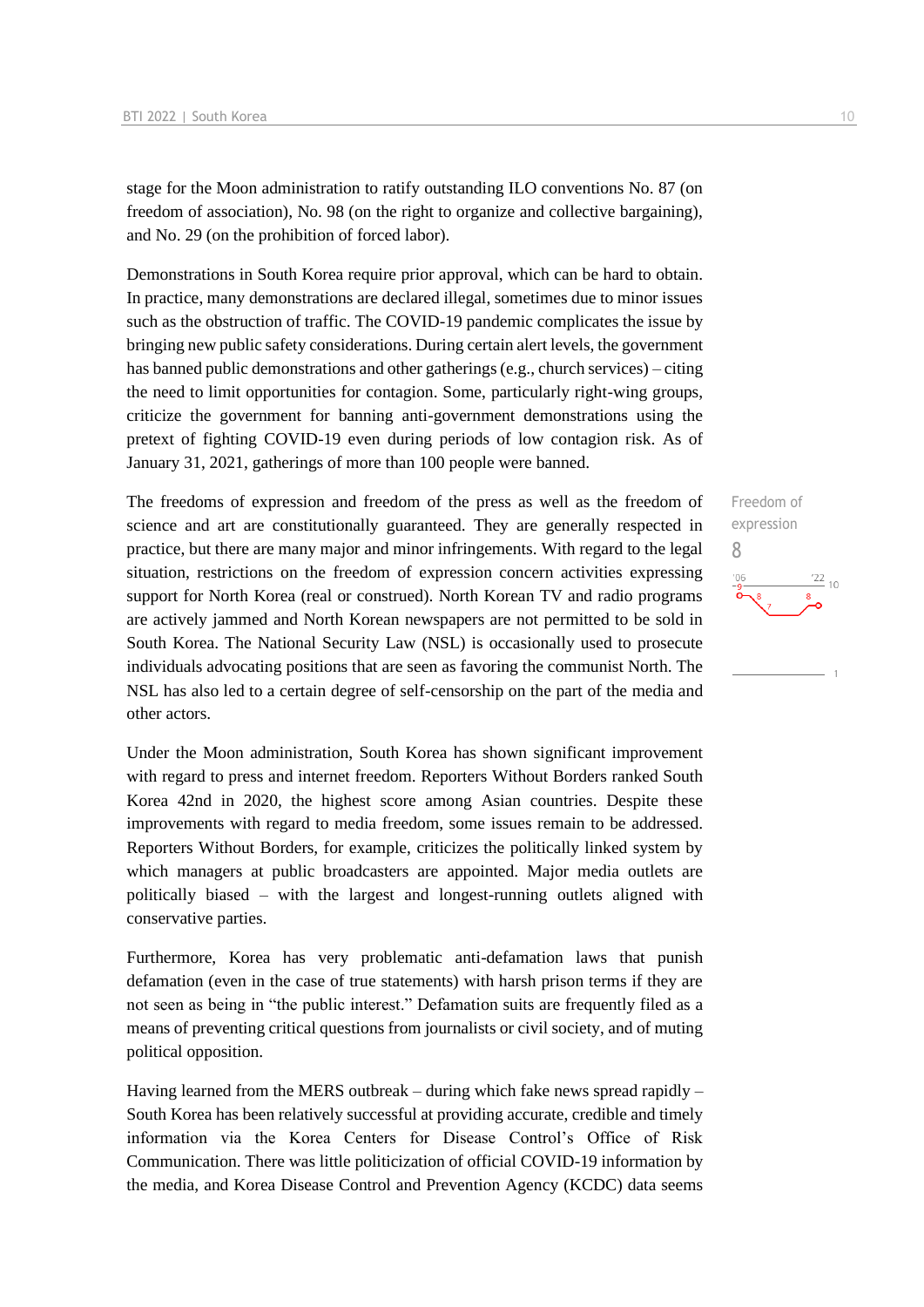stage for the Moon administration to ratify outstanding ILO conventions No. 87 (on freedom of association), No. 98 (on the right to organize and collective bargaining), and No. 29 (on the prohibition of forced labor).

Demonstrations in South Korea require prior approval, which can be hard to obtain. In practice, many demonstrations are declared illegal, sometimes due to minor issues such as the obstruction of traffic. The COVID-19 pandemic complicates the issue by bringing new public safety considerations. During certain alert levels, the government has banned public demonstrations and other gatherings (e.g., church services) – citing the need to limit opportunities for contagion. Some, particularly right-wing groups, criticize the government for banning anti-government demonstrations using the pretext of fighting COVID-19 even during periods of low contagion risk. As of January 31, 2021, gatherings of more than 100 people were banned.

Freedom of expression
8

The freedoms of expression and freedom of the press as well as the freedom of science and art are constitutionally guaranteed. They are generally respected in practice, but there are many major and minor infringements. With regard to the legal situation, restrictions on the freedom of expression concern activities expressing support for North Korea (real or construed). North Korean TV and radio programs are actively jammed and North Korean newspapers are not permitted to be sold in South Korea. The National Security Law (NSL) is occasionally used to prosecute individuals advocating positions that are seen as favoring the communist North. The NSL has also led to a certain degree of self-censorship on the part of the media and other actors.

Under the Moon administration, South Korea has shown significant improvement with regard to press and internet freedom. Reporters Without Borders ranked South Korea 42nd in 2020, the highest score among Asian countries. Despite these improvements with regard to media freedom, some issues remain to be addressed. Reporters Without Borders, for example, criticizes the politically linked system by which managers at public broadcasters are appointed. Major media outlets are politically biased – with the largest and longest-running outlets aligned with conservative parties.

Furthermore, Korea has very problematic anti-defamation laws that punish defamation (even in the case of true statements) with harsh prison terms if they are not seen as being in "the public interest." Defamation suits are frequently filed as a means of preventing critical questions from journalists or civil society, and of muting political opposition.

Having learned from the MERS outbreak – during which fake news spread rapidly – South Korea has been relatively successful at providing accurate, credible and timely information via the Korea Centers for Disease Control's Office of Risk Communication. There was little politicization of official COVID-19 information by the media, and Korea Disease Control and Prevention Agency (KCDC) data seems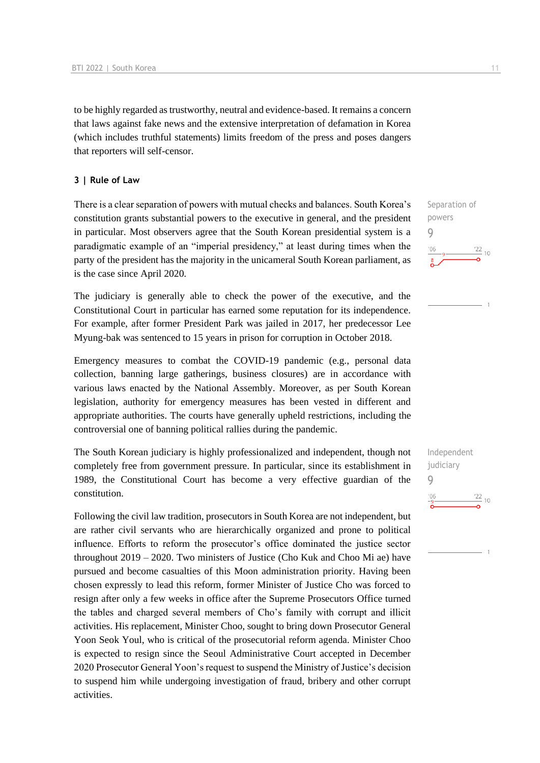to be highly regarded as trustworthy, neutral and evidence-based. It remains a concern that laws against fake news and the extensive interpretation of defamation in Korea (which includes truthful statements) limits freedom of the press and poses dangers that reporters will self-censor.

### 3 | Rule of Law

There is a clear separation of powers with mutual checks and balances. South Korea's constitution grants substantial powers to the executive in general, and the president in particular. Most observers agree that the South Korean presidential system is a paradigmatic example of an "imperial presidency," at least during times when the party of the president has the majority in the unicameral South Korean parliament, as is the case since April 2020.

Separation of powers
9

The judiciary is generally able to check the power of the executive, and the Constitutional Court in particular has earned some reputation for its independence. For example, after former President Park was jailed in 2017, her predecessor Lee Myung-bak was sentenced to 15 years in prison for corruption in October 2018.

Emergency measures to combat the COVID-19 pandemic (e.g., personal data collection, banning large gatherings, business closures) are in accordance with various laws enacted by the National Assembly. Moreover, as per South Korean legislation, authority for emergency measures has been vested in different and appropriate authorities. The courts have generally upheld restrictions, including the controversial one of banning political rallies during the pandemic.

The South Korean judiciary is highly professionalized and independent, though not completely free from government pressure. In particular, since its establishment in 1989, the Constitutional Court has become a very effective guardian of the constitution.

Independent judiciary
9

Following the civil law tradition, prosecutors in South Korea are not independent, but are rather civil servants who are hierarchically organized and prone to political influence. Efforts to reform the prosecutor's office dominated the justice sector throughout 2019 – 2020. Two ministers of Justice (Cho Kuk and Choo Mi ae) have pursued and become casualties of this Moon administration priority. Having been chosen expressly to lead this reform, former Minister of Justice Cho was forced to resign after only a few weeks in office after the Supreme Prosecutors Office turned the tables and charged several members of Cho's family with corrupt and illicit activities. His replacement, Minister Choo, sought to bring down Prosecutor General Yoon Seok Youl, who is critical of the prosecutorial reform agenda. Minister Choo is expected to resign since the Seoul Administrative Court accepted in December 2020 Prosecutor General Yoon's request to suspend the Ministry of Justice's decision to suspend him while undergoing investigation of fraud, bribery and other corrupt activities.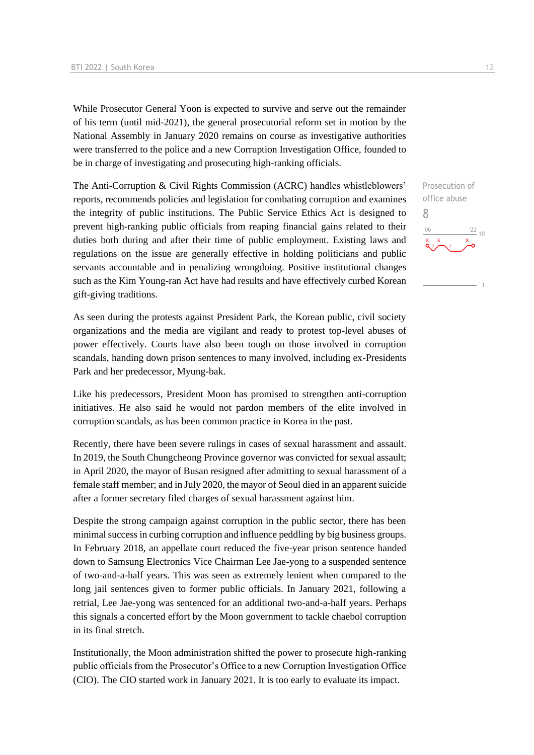While Prosecutor General Yoon is expected to survive and serve out the remainder of his term (until mid-2021), the general prosecutorial reform set in motion by the National Assembly in January 2020 remains on course as investigative authorities were transferred to the police and a new Corruption Investigation Office, founded to be in charge of investigating and prosecuting high-ranking officials.

The Anti-Corruption & Civil Rights Commission (ACRC) handles whistleblowers' reports, recommends policies and legislation for combating corruption and examines the integrity of public institutions. The Public Service Ethics Act is designed to prevent high-ranking public officials from reaping financial gains related to their duties both during and after their time of public employment. Existing laws and regulations on the issue are generally effective in holding politicians and public servants accountable and in penalizing wrongdoing. Positive institutional changes such as the Kim Young-ran Act have had results and have effectively curbed Korean gift-giving traditions.

Prosecution of office abuse
8

As seen during the protests against President Park, the Korean public, civil society organizations and the media are vigilant and ready to protest top-level abuses of power effectively. Courts have also been tough on those involved in corruption scandals, handing down prison sentences to many involved, including ex-Presidents Park and her predecessor, Myung-bak.

Like his predecessors, President Moon has promised to strengthen anti-corruption initiatives. He also said he would not pardon members of the elite involved in corruption scandals, as has been common practice in Korea in the past.

Recently, there have been severe rulings in cases of sexual harassment and assault. In 2019, the South Chungcheong Province governor was convicted for sexual assault; in April 2020, the mayor of Busan resigned after admitting to sexual harassment of a female staff member; and in July 2020, the mayor of Seoul died in an apparent suicide after a former secretary filed charges of sexual harassment against him.

Despite the strong campaign against corruption in the public sector, there has been minimal success in curbing corruption and influence peddling by big business groups. In February 2018, an appellate court reduced the five-year prison sentence handed down to Samsung Electronics Vice Chairman Lee Jae-yong to a suspended sentence of two-and-a-half years. This was seen as extremely lenient when compared to the long jail sentences given to former public officials. In January 2021, following a retrial, Lee Jae-yong was sentenced for an additional two-and-a-half years. Perhaps this signals a concerted effort by the Moon government to tackle chaebol corruption in its final stretch.

Institutionally, the Moon administration shifted the power to prosecute high-ranking public officials from the Prosecutor's Office to a new Corruption Investigation Office (CIO). The CIO started work in January 2021. It is too early to evaluate its impact.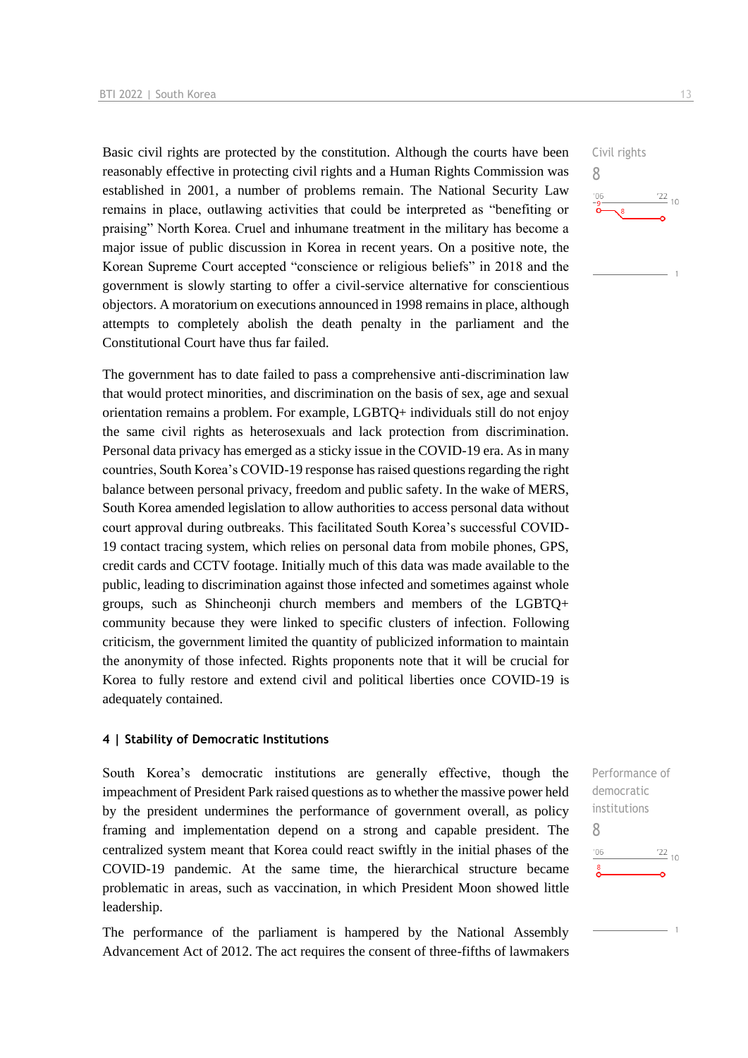Basic civil rights are protected by the constitution. Although the courts have been reasonably effective in protecting civil rights and a Human Rights Commission was established in 2001, a number of problems remain. The National Security Law remains in place, outlawing activities that could be interpreted as "benefiting or praising" North Korea. Cruel and inhumane treatment in the military has become a major issue of public discussion in Korea in recent years. On a positive note, the Korean Supreme Court accepted "conscience or religious beliefs" in 2018 and the government is slowly starting to offer a civil-service alternative for conscientious objectors. A moratorium on executions announced in 1998 remains in place, although attempts to completely abolish the death penalty in the parliament and the Constitutional Court have thus far failed.

Civil rights
8

The government has to date failed to pass a comprehensive anti-discrimination law that would protect minorities, and discrimination on the basis of sex, age and sexual orientation remains a problem. For example, LGBTQ+ individuals still do not enjoy the same civil rights as heterosexuals and lack protection from discrimination. Personal data privacy has emerged as a sticky issue in the COVID-19 era. As in many countries, South Korea's COVID-19 response has raised questions regarding the right balance between personal privacy, freedom and public safety. In the wake of MERS, South Korea amended legislation to allow authorities to access personal data without court approval during outbreaks. This facilitated South Korea's successful COVID-19 contact tracing system, which relies on personal data from mobile phones, GPS, credit cards and CCTV footage. Initially much of this data was made available to the public, leading to discrimination against those infected and sometimes against whole groups, such as Shincheonji church members and members of the LGBTQ+ community because they were linked to specific clusters of infection. Following criticism, the government limited the quantity of publicized information to maintain the anonymity of those infected. Rights proponents note that it will be crucial for Korea to fully restore and extend civil and political liberties once COVID-19 is adequately contained.

## 4 | Stability of Democratic Institutions

South Korea's democratic institutions are generally effective, though the impeachment of President Park raised questions as to whether the massive power held by the president undermines the performance of government overall, as policy framing and implementation depend on a strong and capable president. The centralized system meant that Korea could react swiftly in the initial phases of the COVID-19 pandemic. At the same time, the hierarchical structure became problematic in areas, such as vaccination, in which President Moon showed little leadership.

Performance of democratic institutions
8

The performance of the parliament is hampered by the National Assembly Advancement Act of 2012. The act requires the consent of three-fifths of lawmakers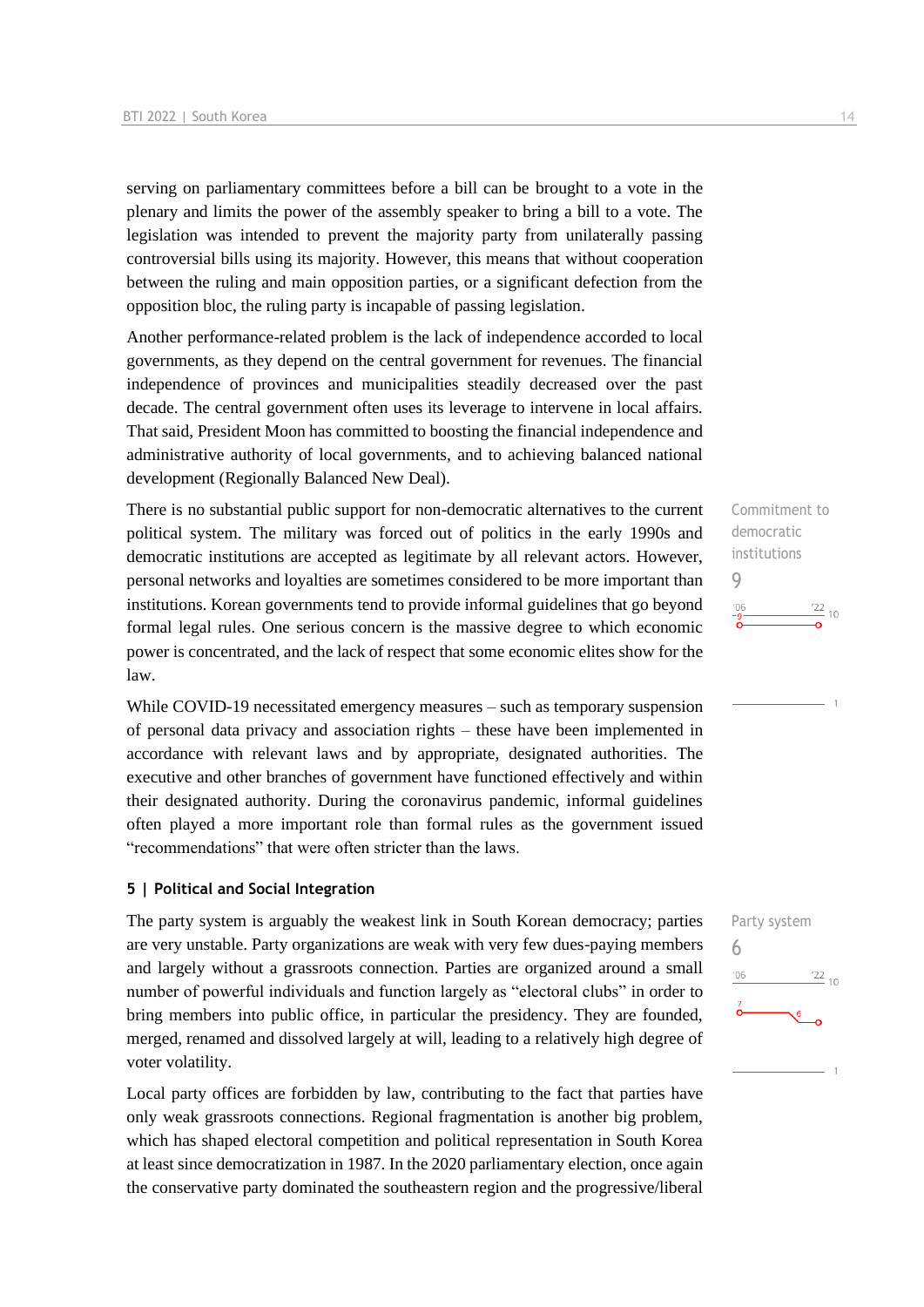serving on parliamentary committees before a bill can be brought to a vote in the plenary and limits the power of the assembly speaker to bring a bill to a vote. The legislation was intended to prevent the majority party from unilaterally passing controversial bills using its majority. However, this means that without cooperation between the ruling and main opposition parties, or a significant defection from the opposition bloc, the ruling party is incapable of passing legislation.

Another performance-related problem is the lack of independence accorded to local governments, as they depend on the central government for revenues. The financial independence of provinces and municipalities steadily decreased over the past decade. The central government often uses its leverage to intervene in local affairs. That said, President Moon has committed to boosting the financial independence and administrative authority of local governments, and to achieving balanced national development (Regionally Balanced New Deal).

Commitment to democratic institutions
9

There is no substantial public support for non-democratic alternatives to the current political system. The military was forced out of politics in the early 1990s and democratic institutions are accepted as legitimate by all relevant actors. However, personal networks and loyalties are sometimes considered to be more important than institutions. Korean governments tend to provide informal guidelines that go beyond formal legal rules. One serious concern is the massive degree to which economic power is concentrated, and the lack of respect that some economic elites show for the law.

While COVID-19 necessitated emergency measures – such as temporary suspension of personal data privacy and association rights – these have been implemented in accordance with relevant laws and by appropriate, designated authorities. The executive and other branches of government have functioned effectively and within their designated authority. During the coronavirus pandemic, informal guidelines often played a more important role than formal rules as the government issued "recommendations" that were often stricter than the laws.

### 5 | Political and Social Integration

Party system
6

The party system is arguably the weakest link in South Korean democracy; parties are very unstable. Party organizations are weak with very few dues-paying members and largely without a grassroots connection. Parties are organized around a small number of powerful individuals and function largely as "electoral clubs" in order to bring members into public office, in particular the presidency. They are founded, merged, renamed and dissolved largely at will, leading to a relatively high degree of voter volatility.

Local party offices are forbidden by law, contributing to the fact that parties have only weak grassroots connections. Regional fragmentation is another big problem, which has shaped electoral competition and political representation in South Korea at least since democratization in 1987. In the 2020 parliamentary election, once again the conservative party dominated the southeastern region and the progressive/liberal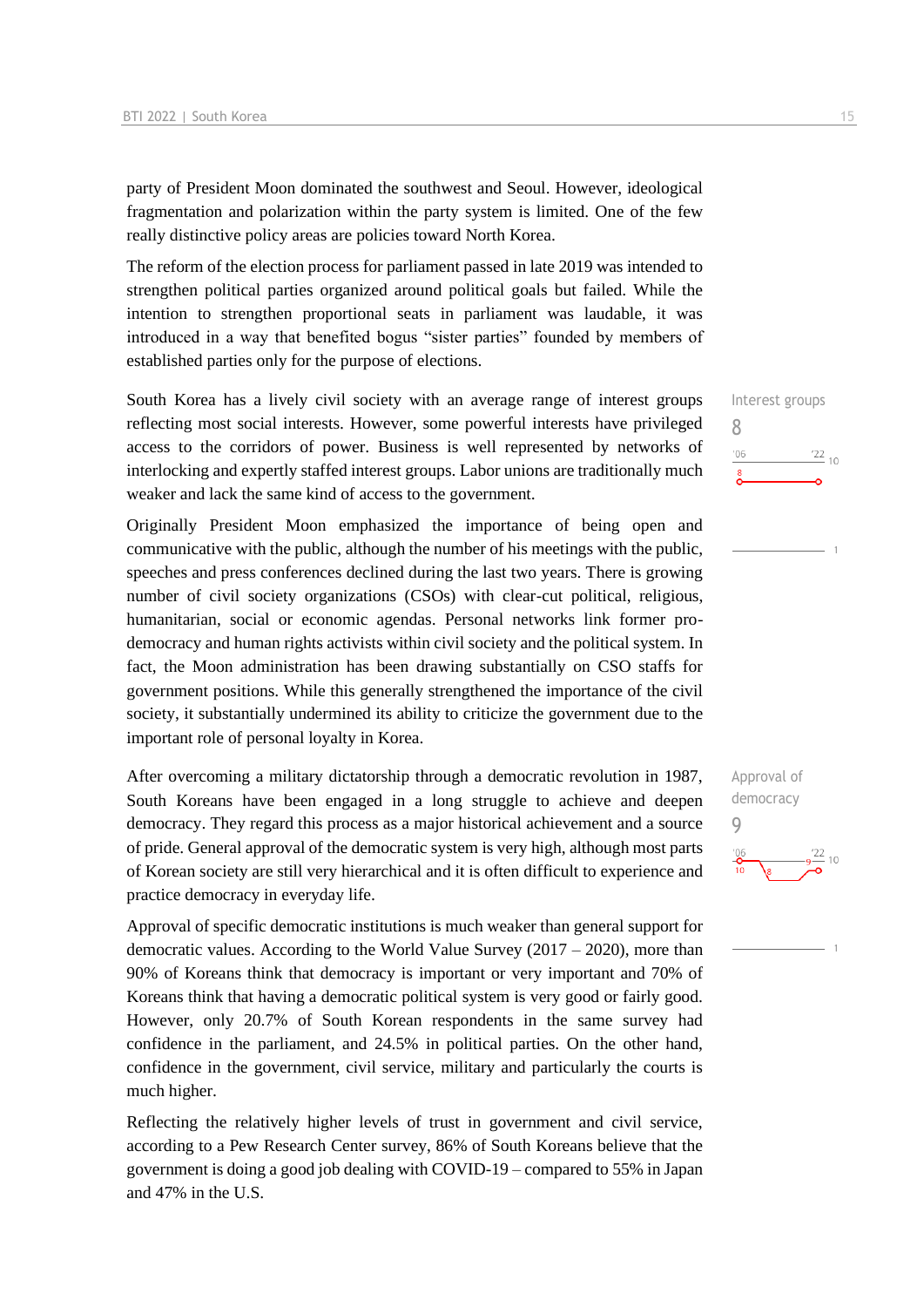party of President Moon dominated the southwest and Seoul. However, ideological fragmentation and polarization within the party system is limited. One of the few really distinctive policy areas are policies toward North Korea.

The reform of the election process for parliament passed in late 2019 was intended to strengthen political parties organized around political goals but failed. While the intention to strengthen proportional seats in parliament was laudable, it was introduced in a way that benefited bogus "sister parties" founded by members of established parties only for the purpose of elections.

Interest groups
8

South Korea has a lively civil society with an average range of interest groups reflecting most social interests. However, some powerful interests have privileged access to the corridors of power. Business is well represented by networks of interlocking and expertly staffed interest groups. Labor unions are traditionally much weaker and lack the same kind of access to the government.

Originally President Moon emphasized the importance of being open and communicative with the public, although the number of his meetings with the public, speeches and press conferences declined during the last two years. There is growing number of civil society organizations (CSOs) with clear-cut political, religious, humanitarian, social or economic agendas. Personal networks link former pro-democracy and human rights activists within civil society and the political system. In fact, the Moon administration has been drawing substantially on CSO staffs for government positions. While this generally strengthened the importance of the civil society, it substantially undermined its ability to criticize the government due to the important role of personal loyalty in Korea.

Approval of democracy
9

After overcoming a military dictatorship through a democratic revolution in 1987, South Koreans have been engaged in a long struggle to achieve and deepen democracy. They regard this process as a major historical achievement and a source of pride. General approval of the democratic system is very high, although most parts of Korean society are still very hierarchical and it is often difficult to experience and practice democracy in everyday life.

Approval of specific democratic institutions is much weaker than general support for democratic values. According to the World Value Survey (2017 – 2020), more than 90% of Koreans think that democracy is important or very important and 70% of Koreans think that having a democratic political system is very good or fairly good. However, only 20.7% of South Korean respondents in the same survey had confidence in the parliament, and 24.5% in political parties. On the other hand, confidence in the government, civil service, military and particularly the courts is much higher.

Reflecting the relatively higher levels of trust in government and civil service, according to a Pew Research Center survey, 86% of South Koreans believe that the government is doing a good job dealing with COVID-19 – compared to 55% in Japan and 47% in the U.S.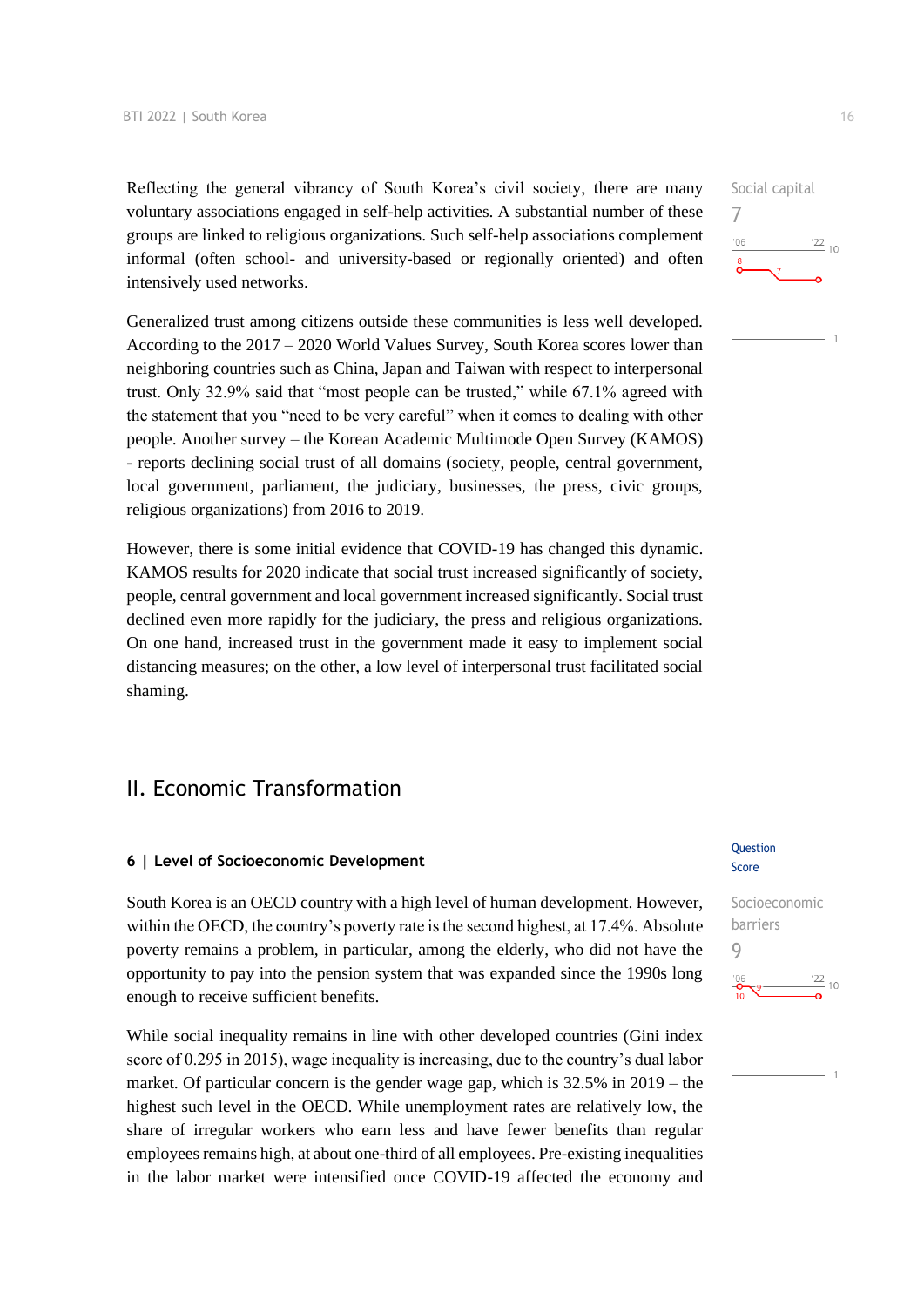Reflecting the general vibrancy of South Korea's civil society, there are many voluntary associations engaged in self-help activities. A substantial number of these groups are linked to religious organizations. Such self-help associations complement informal (often school- and university-based or regionally oriented) and often intensively used networks.

Social capital
7

Generalized trust among citizens outside these communities is less well developed. According to the 2017 – 2020 World Values Survey, South Korea scores lower than neighboring countries such as China, Japan and Taiwan with respect to interpersonal trust. Only 32.9% said that "most people can be trusted," while 67.1% agreed with the statement that you "need to be very careful" when it comes to dealing with other people. Another survey – the Korean Academic Multimode Open Survey (KAMOS) - reports declining social trust of all domains (society, people, central government, local government, parliament, the judiciary, businesses, the press, civic groups, religious organizations) from 2016 to 2019.

However, there is some initial evidence that COVID-19 has changed this dynamic. KAMOS results for 2020 indicate that social trust increased significantly of society, people, central government and local government increased significantly. Social trust declined even more rapidly for the judiciary, the press and religious organizations. On one hand, increased trust in the government made it easy to implement social distancing measures; on the other, a low level of interpersonal trust facilitated social shaming.

## II. Economic Transformation

### 6 | Level of Socioeconomic Development

Question Score

South Korea is an OECD country with a high level of human development. However, within the OECD, the country's poverty rate is the second highest, at 17.4%. Absolute poverty remains a problem, in particular, among the elderly, who did not have the opportunity to pay into the pension system that was expanded since the 1990s long enough to receive sufficient benefits.

Socioeconomic barriers
9

While social inequality remains in line with other developed countries (Gini index score of 0.295 in 2015), wage inequality is increasing, due to the country's dual labor market. Of particular concern is the gender wage gap, which is 32.5% in 2019 – the highest such level in the OECD. While unemployment rates are relatively low, the share of irregular workers who earn less and have fewer benefits than regular employees remains high, at about one-third of all employees. Pre-existing inequalities in the labor market were intensified once COVID-19 affected the economy and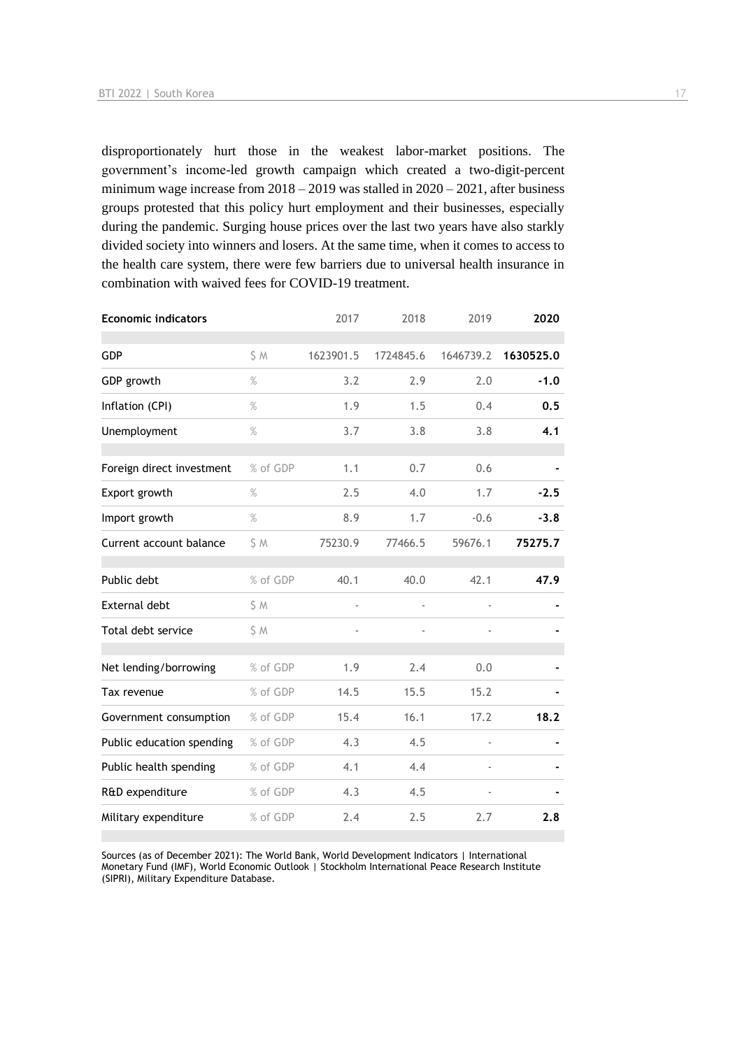disproportionately hurt those in the weakest labor-market positions. The government's income-led growth campaign which created a two-digit-percent minimum wage increase from 2018 – 2019 was stalled in 2020 – 2021, after business groups protested that this policy hurt employment and their businesses, especially during the pandemic. Surging house prices over the last two years have also starkly divided society into winners and losers. At the same time, when it comes to access to the health care system, there were few barriers due to universal health insurance in combination with waived fees for COVID-19 treatment.

| **Economic indicators** | | 2017 | 2018 | 2019 | **2020** |
|---|---|---|---|---|---|
| GDP | $ M | 1623901.5 | 1724845.6 | 1646739.2 | **1630525.0** |
| GDP growth | % | 3.2 | 2.9 | 2.0 | **-1.0** |
| Inflation (CPI) | % | 1.9 | 1.5 | 0.4 | **0.5** |
| Unemployment | % | 3.7 | 3.8 | 3.8 | **4.1** |
| Foreign direct investment | % of GDP | 1.1 | 0.7 | 0.6 | **-** |
| Export growth | % | 2.5 | 4.0 | 1.7 | **-2.5** |
| Import growth | % | 8.9 | 1.7 | -0.6 | **-3.8** |
| Current account balance | $ M | 75230.9 | 77466.5 | 59676.1 | **75275.7** |
| Public debt | % of GDP | 40.1 | 40.0 | 42.1 | **47.9** |
| External debt | $ M | - | - | - | **-** |
| Total debt service | $ M | - | - | - | **-** |
| Net lending/borrowing | % of GDP | 1.9 | 2.4 | 0.0 | **-** |
| Tax revenue | % of GDP | 14.5 | 15.5 | 15.2 | **-** |
| Government consumption | % of GDP | 15.4 | 16.1 | 17.2 | **18.2** |
| Public education spending | % of GDP | 4.3 | 4.5 | - | **-** |
| Public health spending | % of GDP | 4.1 | 4.4 | - | **-** |
| R&D expenditure | % of GDP | 4.3 | 4.5 | - | **-** |
| Military expenditure | % of GDP | 2.4 | 2.5 | 2.7 | **2.8** |

Sources (as of December 2021): The World Bank, World Development Indicators | International Monetary Fund (IMF), World Economic Outlook | Stockholm International Peace Research Institute (SIPRI), Military Expenditure Database.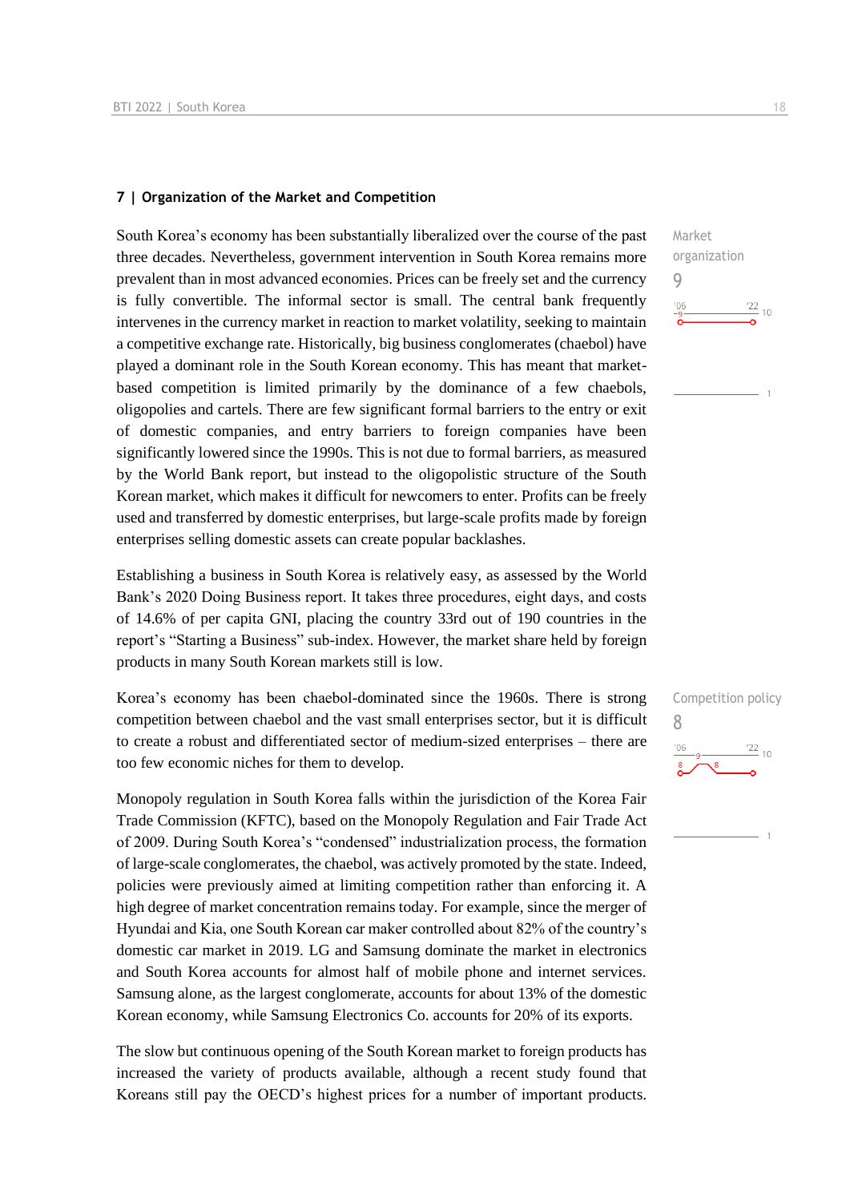## 7 | Organization of the Market and Competition

South Korea's economy has been substantially liberalized over the course of the past three decades. Nevertheless, government intervention in South Korea remains more prevalent than in most advanced economies. Prices can be freely set and the currency is fully convertible. The informal sector is small. The central bank frequently intervenes in the currency market in reaction to market volatility, seeking to maintain a competitive exchange rate. Historically, big business conglomerates (chaebol) have played a dominant role in the South Korean economy. This has meant that market-based competition is limited primarily by the dominance of a few chaebols, oligopolies and cartels. There are few significant formal barriers to the entry or exit of domestic companies, and entry barriers to foreign companies have been significantly lowered since the 1990s. This is not due to formal barriers, as measured by the World Bank report, but instead to the oligopolistic structure of the South Korean market, which makes it difficult for newcomers to enter. Profits can be freely used and transferred by domestic enterprises, but large-scale profits made by foreign enterprises selling domestic assets can create popular backlashes.

Market organization
9

Establishing a business in South Korea is relatively easy, as assessed by the World Bank's 2020 Doing Business report. It takes three procedures, eight days, and costs of 14.6% of per capita GNI, placing the country 33rd out of 190 countries in the report's "Starting a Business" sub-index. However, the market share held by foreign products in many South Korean markets still is low.

Korea's economy has been chaebol-dominated since the 1960s. There is strong competition between chaebol and the vast small enterprises sector, but it is difficult to create a robust and differentiated sector of medium-sized enterprises – there are too few economic niches for them to develop.

Competition policy
8

Monopoly regulation in South Korea falls within the jurisdiction of the Korea Fair Trade Commission (KFTC), based on the Monopoly Regulation and Fair Trade Act of 2009. During South Korea's "condensed" industrialization process, the formation of large-scale conglomerates, the chaebol, was actively promoted by the state. Indeed, policies were previously aimed at limiting competition rather than enforcing it. A high degree of market concentration remains today. For example, since the merger of Hyundai and Kia, one South Korean car maker controlled about 82% of the country's domestic car market in 2019. LG and Samsung dominate the market in electronics and South Korea accounts for almost half of mobile phone and internet services. Samsung alone, as the largest conglomerate, accounts for about 13% of the domestic Korean economy, while Samsung Electronics Co. accounts for 20% of its exports.

The slow but continuous opening of the South Korean market to foreign products has increased the variety of products available, although a recent study found that Koreans still pay the OECD's highest prices for a number of important products.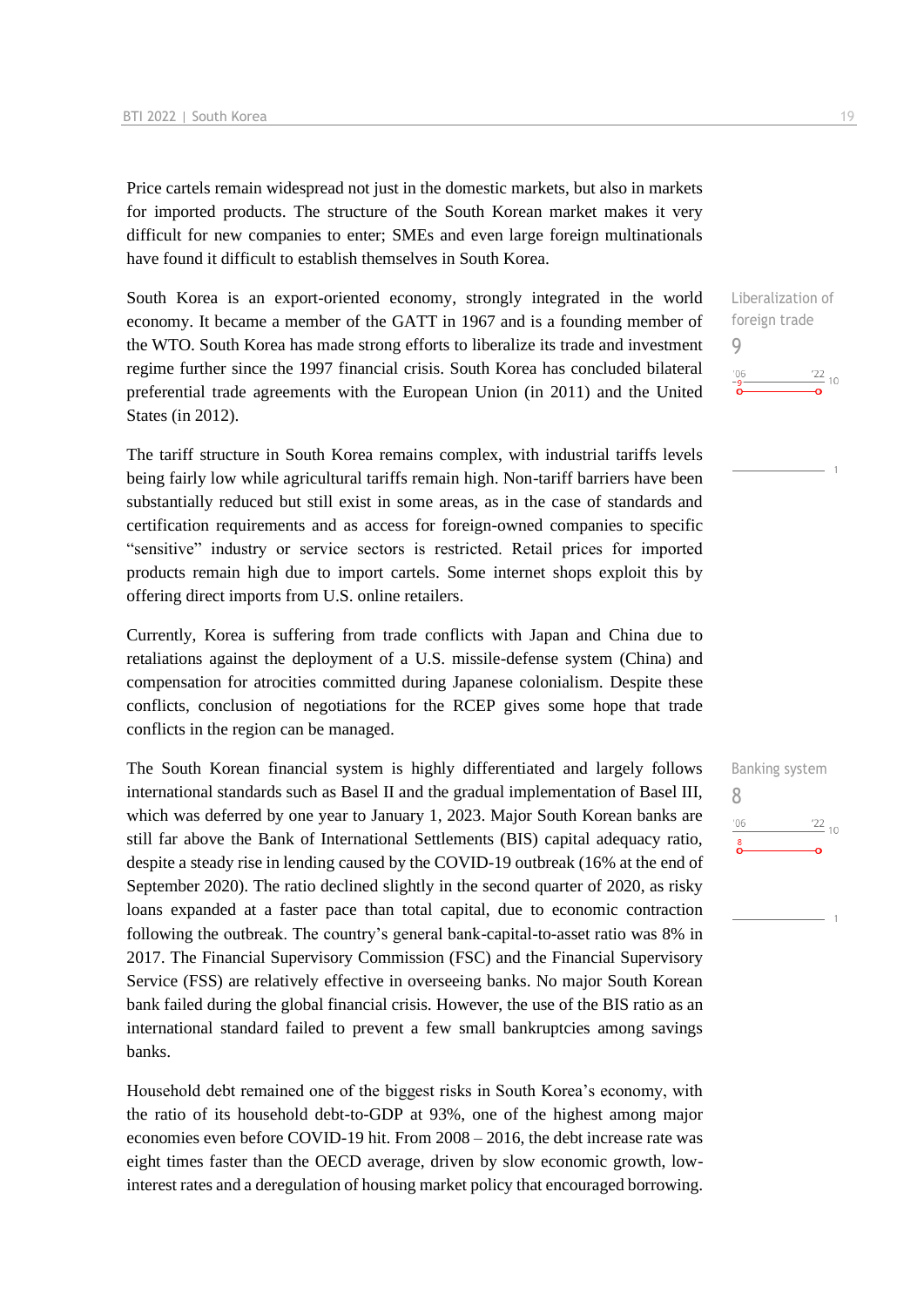Price cartels remain widespread not just in the domestic markets, but also in markets for imported products. The structure of the South Korean market makes it very difficult for new companies to enter; SMEs and even large foreign multinationals have found it difficult to establish themselves in South Korea.

South Korea is an export-oriented economy, strongly integrated in the world economy. It became a member of the GATT in 1967 and is a founding member of the WTO. South Korea has made strong efforts to liberalize its trade and investment regime further since the 1997 financial crisis. South Korea has concluded bilateral preferential trade agreements with the European Union (in 2011) and the United States (in 2012).

Liberalization of foreign trade
9

The tariff structure in South Korea remains complex, with industrial tariffs levels being fairly low while agricultural tariffs remain high. Non-tariff barriers have been substantially reduced but still exist in some areas, as in the case of standards and certification requirements and as access for foreign-owned companies to specific "sensitive" industry or service sectors is restricted. Retail prices for imported products remain high due to import cartels. Some internet shops exploit this by offering direct imports from U.S. online retailers.

Currently, Korea is suffering from trade conflicts with Japan and China due to retaliations against the deployment of a U.S. missile-defense system (China) and compensation for atrocities committed during Japanese colonialism. Despite these conflicts, conclusion of negotiations for the RCEP gives some hope that trade conflicts in the region can be managed.

The South Korean financial system is highly differentiated and largely follows international standards such as Basel II and the gradual implementation of Basel III, which was deferred by one year to January 1, 2023. Major South Korean banks are still far above the Bank of International Settlements (BIS) capital adequacy ratio, despite a steady rise in lending caused by the COVID-19 outbreak (16% at the end of September 2020). The ratio declined slightly in the second quarter of 2020, as risky loans expanded at a faster pace than total capital, due to economic contraction following the outbreak. The country's general bank-capital-to-asset ratio was 8% in 2017. The Financial Supervisory Commission (FSC) and the Financial Supervisory Service (FSS) are relatively effective in overseeing banks. No major South Korean bank failed during the global financial crisis. However, the use of the BIS ratio as an international standard failed to prevent a few small bankruptcies among savings banks.

Banking system
8

Household debt remained one of the biggest risks in South Korea's economy, with the ratio of its household debt-to-GDP at 93%, one of the highest among major economies even before COVID-19 hit. From 2008 – 2016, the debt increase rate was eight times faster than the OECD average, driven by slow economic growth, low-interest rates and a deregulation of housing market policy that encouraged borrowing.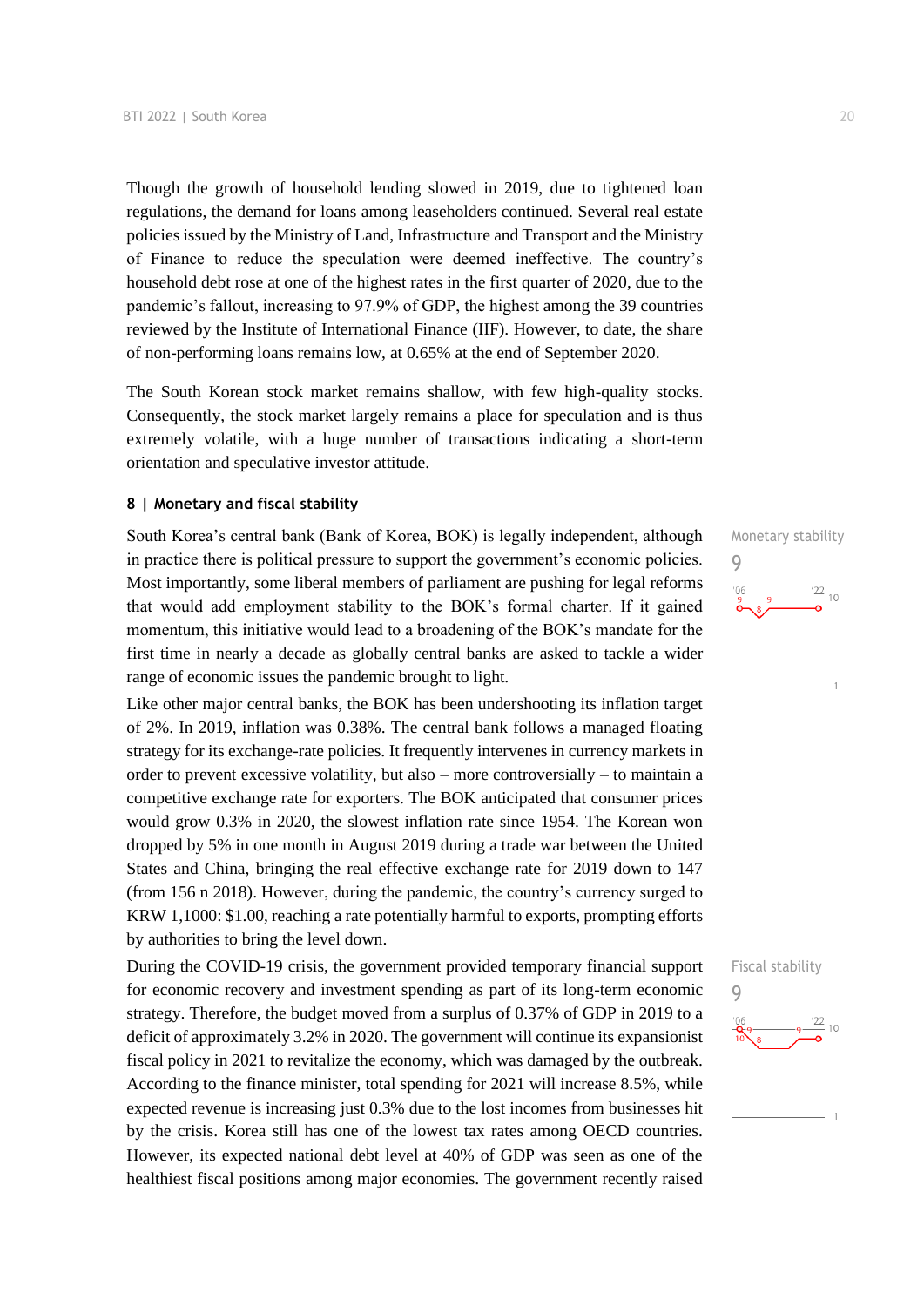Though the growth of household lending slowed in 2019, due to tightened loan regulations, the demand for loans among leaseholders continued. Several real estate policies issued by the Ministry of Land, Infrastructure and Transport and the Ministry of Finance to reduce the speculation were deemed ineffective. The country's household debt rose at one of the highest rates in the first quarter of 2020, due to the pandemic's fallout, increasing to 97.9% of GDP, the highest among the 39 countries reviewed by the Institute of International Finance (IIF). However, to date, the share of non-performing loans remains low, at 0.65% at the end of September 2020.

The South Korean stock market remains shallow, with few high-quality stocks. Consequently, the stock market largely remains a place for speculation and is thus extremely volatile, with a huge number of transactions indicating a short-term orientation and speculative investor attitude.

#### 8 | Monetary and fiscal stability

Monetary stability
9

South Korea's central bank (Bank of Korea, BOK) is legally independent, although in practice there is political pressure to support the government's economic policies. Most importantly, some liberal members of parliament are pushing for legal reforms that would add employment stability to the BOK's formal charter. If it gained momentum, this initiative would lead to a broadening of the BOK's mandate for the first time in nearly a decade as globally central banks are asked to tackle a wider range of economic issues the pandemic brought to light.

Like other major central banks, the BOK has been undershooting its inflation target of 2%. In 2019, inflation was 0.38%. The central bank follows a managed floating strategy for its exchange-rate policies. It frequently intervenes in currency markets in order to prevent excessive volatility, but also – more controversially – to maintain a competitive exchange rate for exporters. The BOK anticipated that consumer prices would grow 0.3% in 2020, the slowest inflation rate since 1954. The Korean won dropped by 5% in one month in August 2019 during a trade war between the United States and China, bringing the real effective exchange rate for 2019 down to 147 (from 156 n 2018). However, during the pandemic, the country's currency surged to KRW 1,1000: $1.00, reaching a rate potentially harmful to exports, prompting efforts by authorities to bring the level down.

Fiscal stability
9

During the COVID-19 crisis, the government provided temporary financial support for economic recovery and investment spending as part of its long-term economic strategy. Therefore, the budget moved from a surplus of 0.37% of GDP in 2019 to a deficit of approximately 3.2% in 2020. The government will continue its expansionist fiscal policy in 2021 to revitalize the economy, which was damaged by the outbreak. According to the finance minister, total spending for 2021 will increase 8.5%, while expected revenue is increasing just 0.3% due to the lost incomes from businesses hit by the crisis. Korea still has one of the lowest tax rates among OECD countries. However, its expected national debt level at 40% of GDP was seen as one of the healthiest fiscal positions among major economies. The government recently raised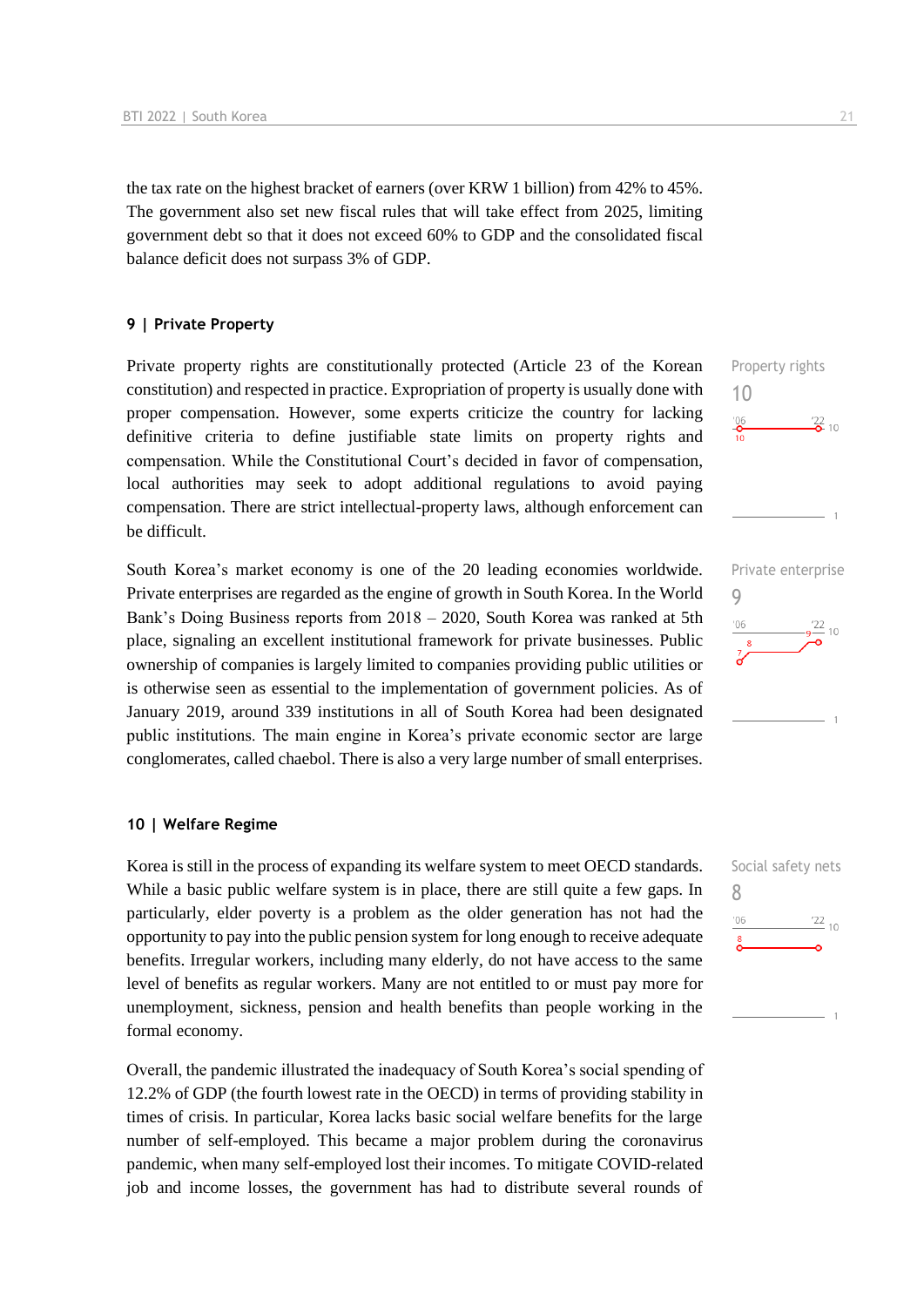the tax rate on the highest bracket of earners (over KRW 1 billion) from 42% to 45%. The government also set new fiscal rules that will take effect from 2025, limiting government debt so that it does not exceed 60% to GDP and the consolidated fiscal balance deficit does not surpass 3% of GDP.

## 9 | Private Property

Property rights
10

Private property rights are constitutionally protected (Article 23 of the Korean constitution) and respected in practice. Expropriation of property is usually done with proper compensation. However, some experts criticize the country for lacking definitive criteria to define justifiable state limits on property rights and compensation. While the Constitutional Court's decided in favor of compensation, local authorities may seek to adopt additional regulations to avoid paying compensation. There are strict intellectual-property laws, although enforcement can be difficult.

Private enterprise
9

South Korea's market economy is one of the 20 leading economies worldwide. Private enterprises are regarded as the engine of growth in South Korea. In the World Bank's Doing Business reports from 2018 – 2020, South Korea was ranked at 5th place, signaling an excellent institutional framework for private businesses. Public ownership of companies is largely limited to companies providing public utilities or is otherwise seen as essential to the implementation of government policies. As of January 2019, around 339 institutions in all of South Korea had been designated public institutions. The main engine in Korea's private economic sector are large conglomerates, called chaebol. There is also a very large number of small enterprises.

## 10 | Welfare Regime

Social safety nets
8

Korea is still in the process of expanding its welfare system to meet OECD standards. While a basic public welfare system is in place, there are still quite a few gaps. In particularly, elder poverty is a problem as the older generation has not had the opportunity to pay into the public pension system for long enough to receive adequate benefits. Irregular workers, including many elderly, do not have access to the same level of benefits as regular workers. Many are not entitled to or must pay more for unemployment, sickness, pension and health benefits than people working in the formal economy.

Overall, the pandemic illustrated the inadequacy of South Korea's social spending of 12.2% of GDP (the fourth lowest rate in the OECD) in terms of providing stability in times of crisis. In particular, Korea lacks basic social welfare benefits for the large number of self-employed. This became a major problem during the coronavirus pandemic, when many self-employed lost their incomes. To mitigate COVID-related job and income losses, the government has had to distribute several rounds of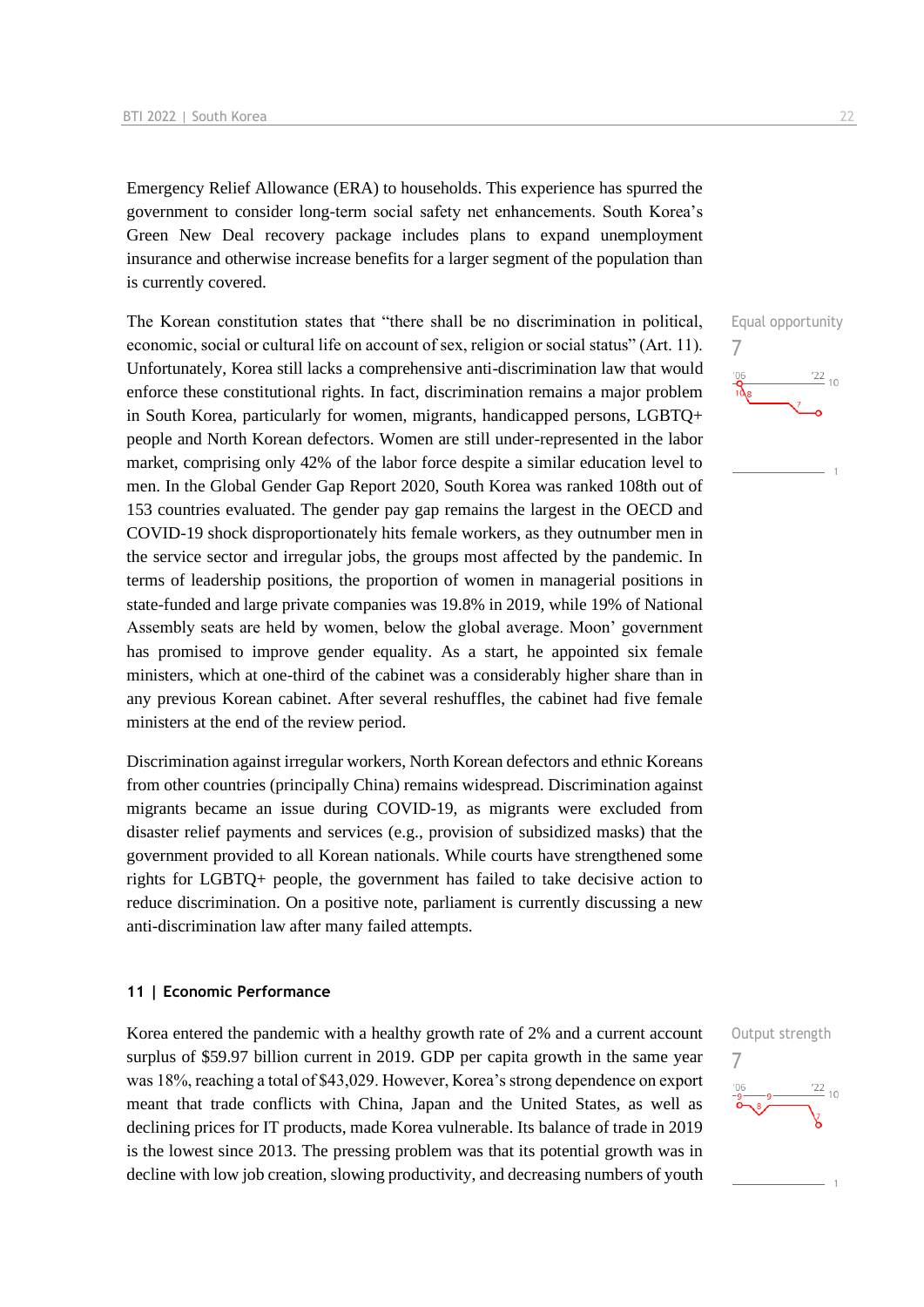Emergency Relief Allowance (ERA) to households. This experience has spurred the government to consider long-term social safety net enhancements. South Korea's Green New Deal recovery package includes plans to expand unemployment insurance and otherwise increase benefits for a larger segment of the population than is currently covered.

Equal opportunity
7

The Korean constitution states that "there shall be no discrimination in political, economic, social or cultural life on account of sex, religion or social status" (Art. 11). Unfortunately, Korea still lacks a comprehensive anti-discrimination law that would enforce these constitutional rights. In fact, discrimination remains a major problem in South Korea, particularly for women, migrants, handicapped persons, LGBTQ+ people and North Korean defectors. Women are still under-represented in the labor market, comprising only 42% of the labor force despite a similar education level to men. In the Global Gender Gap Report 2020, South Korea was ranked 108th out of 153 countries evaluated. The gender pay gap remains the largest in the OECD and COVID-19 shock disproportionately hits female workers, as they outnumber men in the service sector and irregular jobs, the groups most affected by the pandemic. In terms of leadership positions, the proportion of women in managerial positions in state-funded and large private companies was 19.8% in 2019, while 19% of National Assembly seats are held by women, below the global average. Moon' government has promised to improve gender equality. As a start, he appointed six female ministers, which at one-third of the cabinet was a considerably higher share than in any previous Korean cabinet. After several reshuffles, the cabinet had five female ministers at the end of the review period.

Discrimination against irregular workers, North Korean defectors and ethnic Koreans from other countries (principally China) remains widespread. Discrimination against migrants became an issue during COVID-19, as migrants were excluded from disaster relief payments and services (e.g., provision of subsidized masks) that the government provided to all Korean nationals. While courts have strengthened some rights for LGBTQ+ people, the government has failed to take decisive action to reduce discrimination. On a positive note, parliament is currently discussing a new anti-discrimination law after many failed attempts.

## 11 | Economic Performance

Output strength
7

Korea entered the pandemic with a healthy growth rate of 2% and a current account surplus of $59.97 billion current in 2019. GDP per capita growth in the same year was 18%, reaching a total of $43,029. However, Korea's strong dependence on export meant that trade conflicts with China, Japan and the United States, as well as declining prices for IT products, made Korea vulnerable. Its balance of trade in 2019 is the lowest since 2013. The pressing problem was that its potential growth was in decline with low job creation, slowing productivity, and decreasing numbers of youth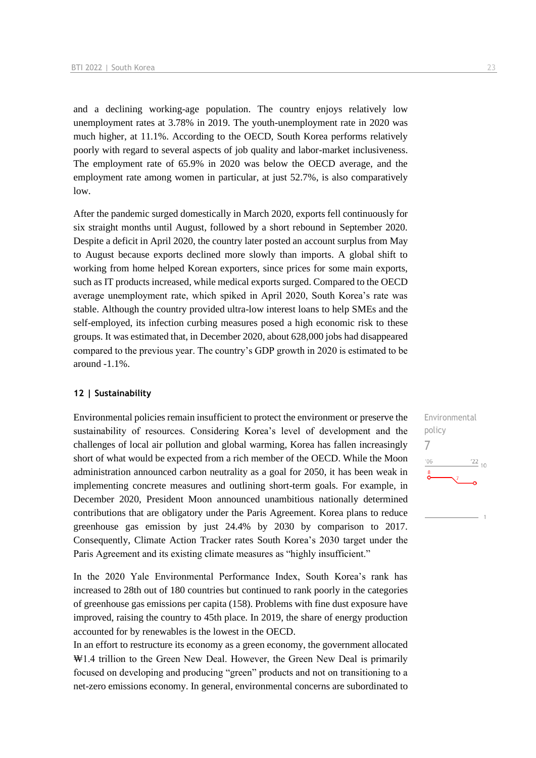and a declining working-age population. The country enjoys relatively low unemployment rates at 3.78% in 2019. The youth-unemployment rate in 2020 was much higher, at 11.1%. According to the OECD, South Korea performs relatively poorly with regard to several aspects of job quality and labor-market inclusiveness. The employment rate of 65.9% in 2020 was below the OECD average, and the employment rate among women in particular, at just 52.7%, is also comparatively low.

After the pandemic surged domestically in March 2020, exports fell continuously for six straight months until August, followed by a short rebound in September 2020. Despite a deficit in April 2020, the country later posted an account surplus from May to August because exports declined more slowly than imports. A global shift to working from home helped Korean exporters, since prices for some main exports, such as IT products increased, while medical exports surged. Compared to the OECD average unemployment rate, which spiked in April 2020, South Korea's rate was stable. Although the country provided ultra-low interest loans to help SMEs and the self-employed, its infection curbing measures posed a high economic risk to these groups. It was estimated that, in December 2020, about 628,000 jobs had disappeared compared to the previous year. The country's GDP growth in 2020 is estimated to be around -1.1%.

## 12 | Sustainability

Environmental policy 7

Environmental policies remain insufficient to protect the environment or preserve the sustainability of resources. Considering Korea's level of development and the challenges of local air pollution and global warming, Korea has fallen increasingly short of what would be expected from a rich member of the OECD. While the Moon administration announced carbon neutrality as a goal for 2050, it has been weak in implementing concrete measures and outlining short-term goals. For example, in December 2020, President Moon announced unambitious nationally determined contributions that are obligatory under the Paris Agreement. Korea plans to reduce greenhouse gas emission by just 24.4% by 2030 by comparison to 2017. Consequently, Climate Action Tracker rates South Korea's 2030 target under the Paris Agreement and its existing climate measures as "highly insufficient."

In the 2020 Yale Environmental Performance Index, South Korea's rank has increased to 28th out of 180 countries but continued to rank poorly in the categories of greenhouse gas emissions per capita (158). Problems with fine dust exposure have improved, raising the country to 45th place. In 2019, the share of energy production accounted for by renewables is the lowest in the OECD.

In an effort to restructure its economy as a green economy, the government allocated ₩1.4 trillion to the Green New Deal. However, the Green New Deal is primarily focused on developing and producing "green" products and not on transitioning to a net-zero emissions economy. In general, environmental concerns are subordinated to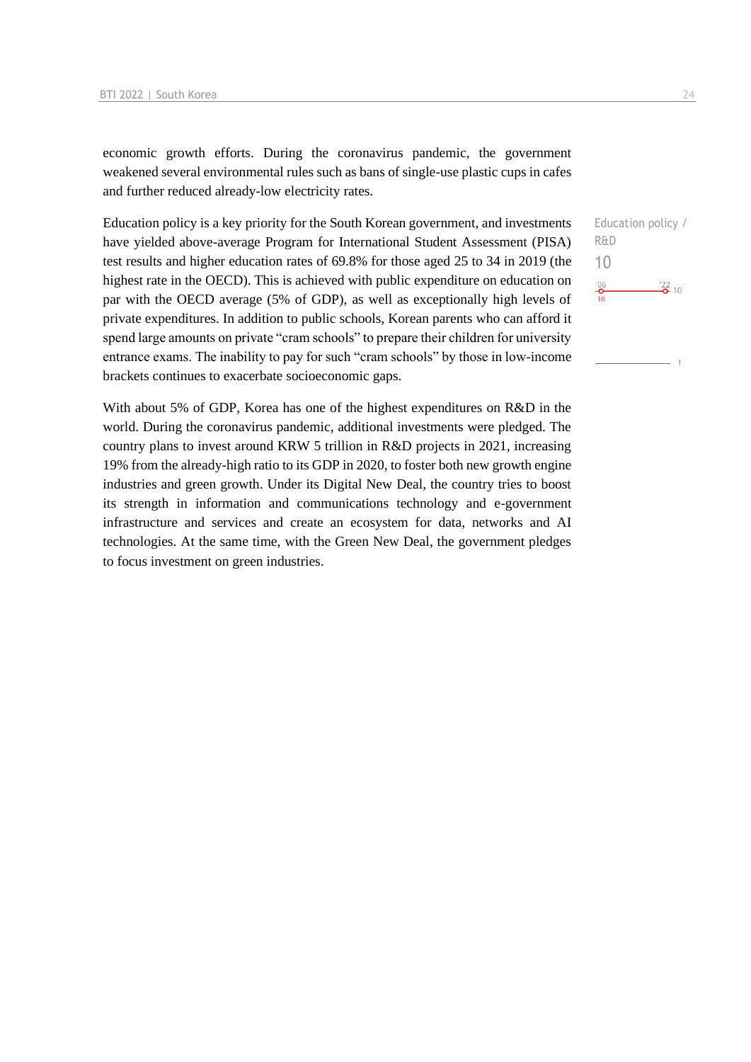economic growth efforts. During the coronavirus pandemic, the government weakened several environmental rules such as bans of single-use plastic cups in cafes and further reduced already-low electricity rates.

Education policy / R&D
10

Education policy is a key priority for the South Korean government, and investments have yielded above-average Program for International Student Assessment (PISA) test results and higher education rates of 69.8% for those aged 25 to 34 in 2019 (the highest rate in the OECD). This is achieved with public expenditure on education on par with the OECD average (5% of GDP), as well as exceptionally high levels of private expenditures. In addition to public schools, Korean parents who can afford it spend large amounts on private "cram schools" to prepare their children for university entrance exams. The inability to pay for such "cram schools" by those in low-income brackets continues to exacerbate socioeconomic gaps.

With about 5% of GDP, Korea has one of the highest expenditures on R&D in the world. During the coronavirus pandemic, additional investments were pledged. The country plans to invest around KRW 5 trillion in R&D projects in 2021, increasing 19% from the already-high ratio to its GDP in 2020, to foster both new growth engine industries and green growth. Under its Digital New Deal, the country tries to boost its strength in information and communications technology and e-government infrastructure and services and create an ecosystem for data, networks and AI technologies. At the same time, with the Green New Deal, the government pledges to focus investment on green industries.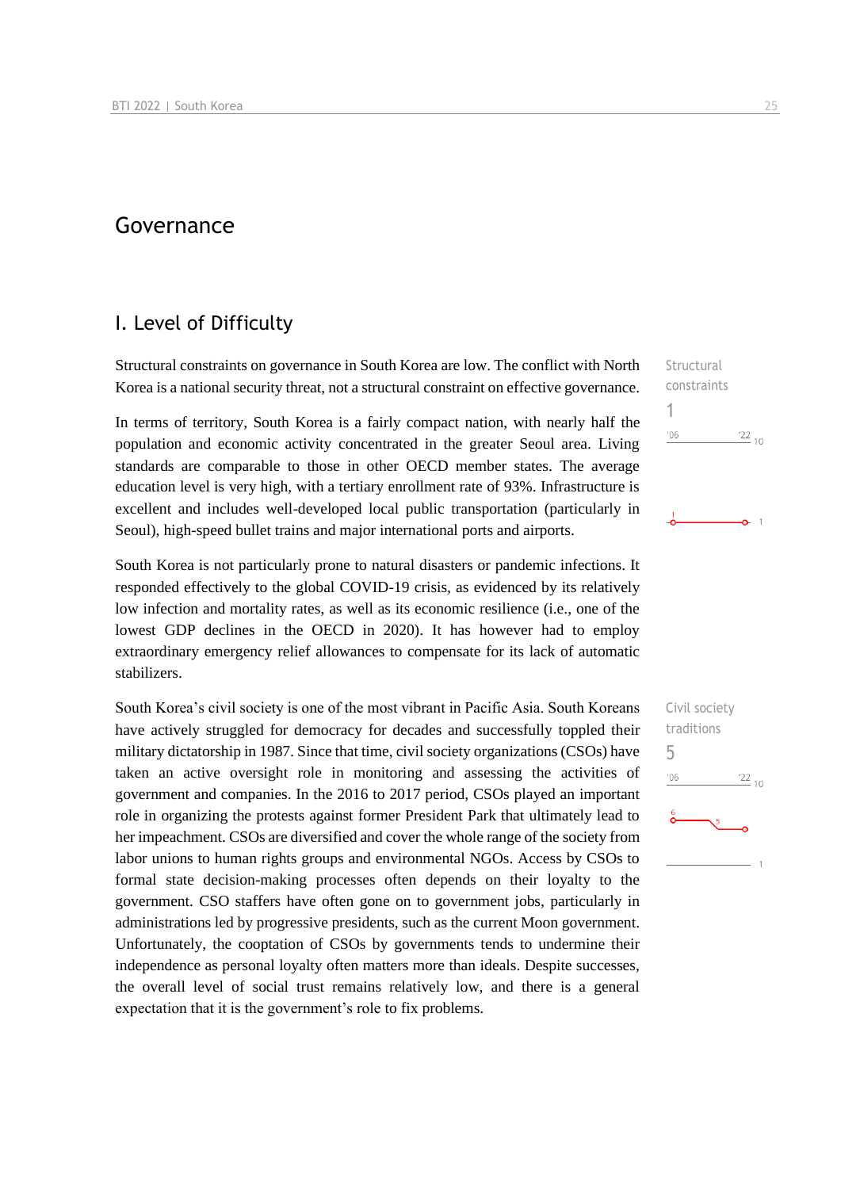# Governance

## I. Level of Difficulty

Structural constraints on governance in South Korea are low. The conflict with North Korea is a national security threat, not a structural constraint on effective governance.

Structural constraints
1

In terms of territory, South Korea is a fairly compact nation, with nearly half the population and economic activity concentrated in the greater Seoul area. Living standards are comparable to those in other OECD member states. The average education level is very high, with a tertiary enrollment rate of 93%. Infrastructure is excellent and includes well-developed local public transportation (particularly in Seoul), high-speed bullet trains and major international ports and airports.

South Korea is not particularly prone to natural disasters or pandemic infections. It responded effectively to the global COVID-19 crisis, as evidenced by its relatively low infection and mortality rates, as well as its economic resilience (i.e., one of the lowest GDP declines in the OECD in 2020). It has however had to employ extraordinary emergency relief allowances to compensate for its lack of automatic stabilizers.

South Korea's civil society is one of the most vibrant in Pacific Asia. South Koreans have actively struggled for democracy for decades and successfully toppled their military dictatorship in 1987. Since that time, civil society organizations (CSOs) have taken an active oversight role in monitoring and assessing the activities of government and companies. In the 2016 to 2017 period, CSOs played an important role in organizing the protests against former President Park that ultimately lead to her impeachment. CSOs are diversified and cover the whole range of the society from labor unions to human rights groups and environmental NGOs. Access by CSOs to formal state decision-making processes often depends on their loyalty to the government. CSO staffers have often gone on to government jobs, particularly in administrations led by progressive presidents, such as the current Moon government. Unfortunately, the cooptation of CSOs by governments tends to undermine their independence as personal loyalty often matters more than ideals. Despite successes, the overall level of social trust remains relatively low, and there is a general expectation that it is the government's role to fix problems.

Civil society traditions
5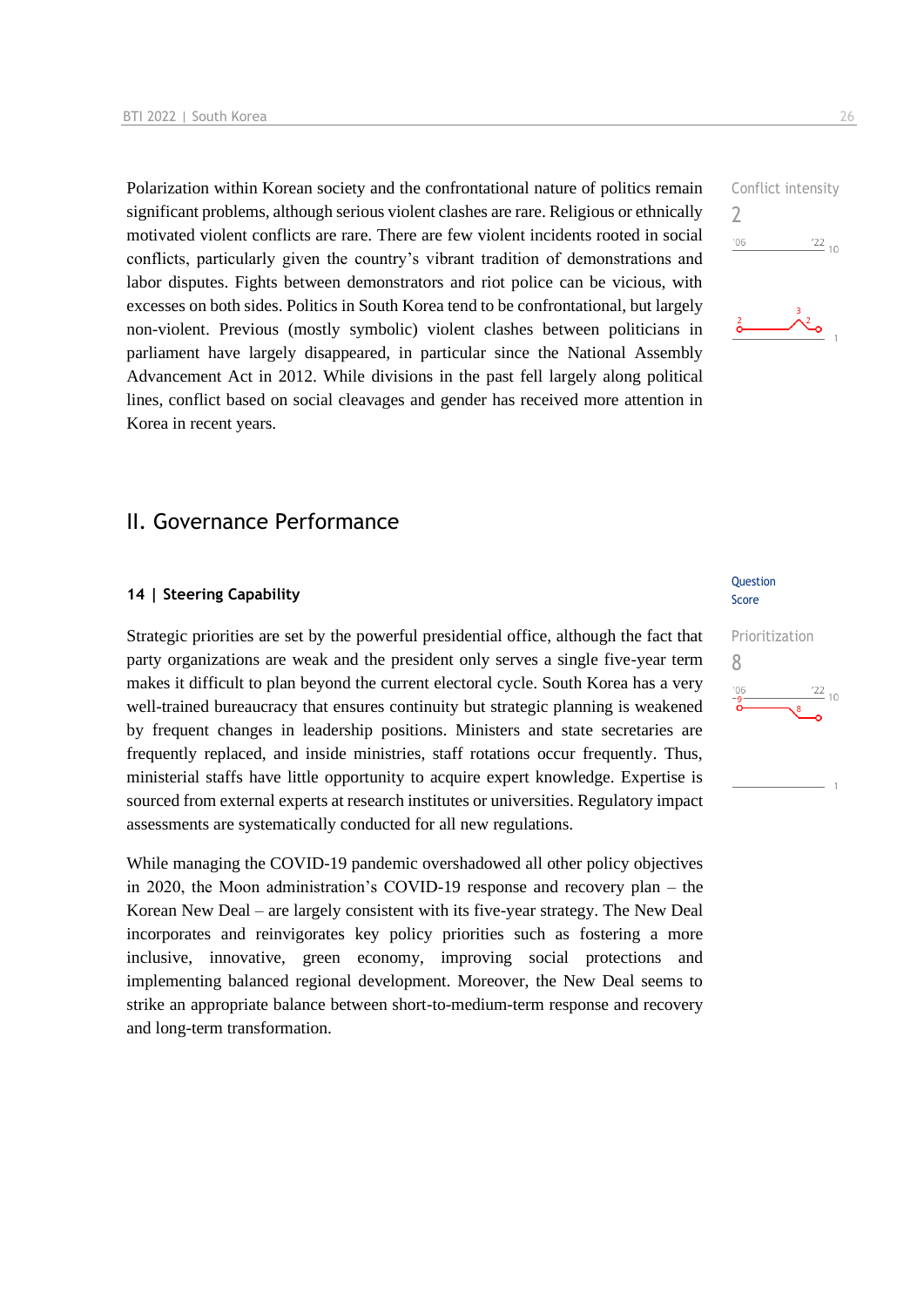Polarization within Korean society and the confrontational nature of politics remain significant problems, although serious violent clashes are rare. Religious or ethnically motivated violent conflicts are rare. There are few violent incidents rooted in social conflicts, particularly given the country's vibrant tradition of demonstrations and labor disputes. Fights between demonstrators and riot police can be vicious, with excesses on both sides. Politics in South Korea tend to be confrontational, but largely non-violent. Previous (mostly symbolic) violent clashes between politicians in parliament have largely disappeared, in particular since the National Assembly Advancement Act in 2012. While divisions in the past fell largely along political lines, conflict based on social cleavages and gender has received more attention in Korea in recent years.

Conflict intensity
2

## II. Governance Performance

### 14 | Steering Capability

Question Score

Strategic priorities are set by the powerful presidential office, although the fact that party organizations are weak and the president only serves a single five-year term makes it difficult to plan beyond the current electoral cycle. South Korea has a very well-trained bureaucracy that ensures continuity but strategic planning is weakened by frequent changes in leadership positions. Ministers and state secretaries are frequently replaced, and inside ministries, staff rotations occur frequently. Thus, ministerial staffs have little opportunity to acquire expert knowledge. Expertise is sourced from external experts at research institutes or universities. Regulatory impact assessments are systematically conducted for all new regulations.

Prioritization
8

While managing the COVID-19 pandemic overshadowed all other policy objectives in 2020, the Moon administration's COVID-19 response and recovery plan – the Korean New Deal – are largely consistent with its five-year strategy. The New Deal incorporates and reinvigorates key policy priorities such as fostering a more inclusive, innovative, green economy, improving social protections and implementing balanced regional development. Moreover, the New Deal seems to strike an appropriate balance between short-to-medium-term response and recovery and long-term transformation.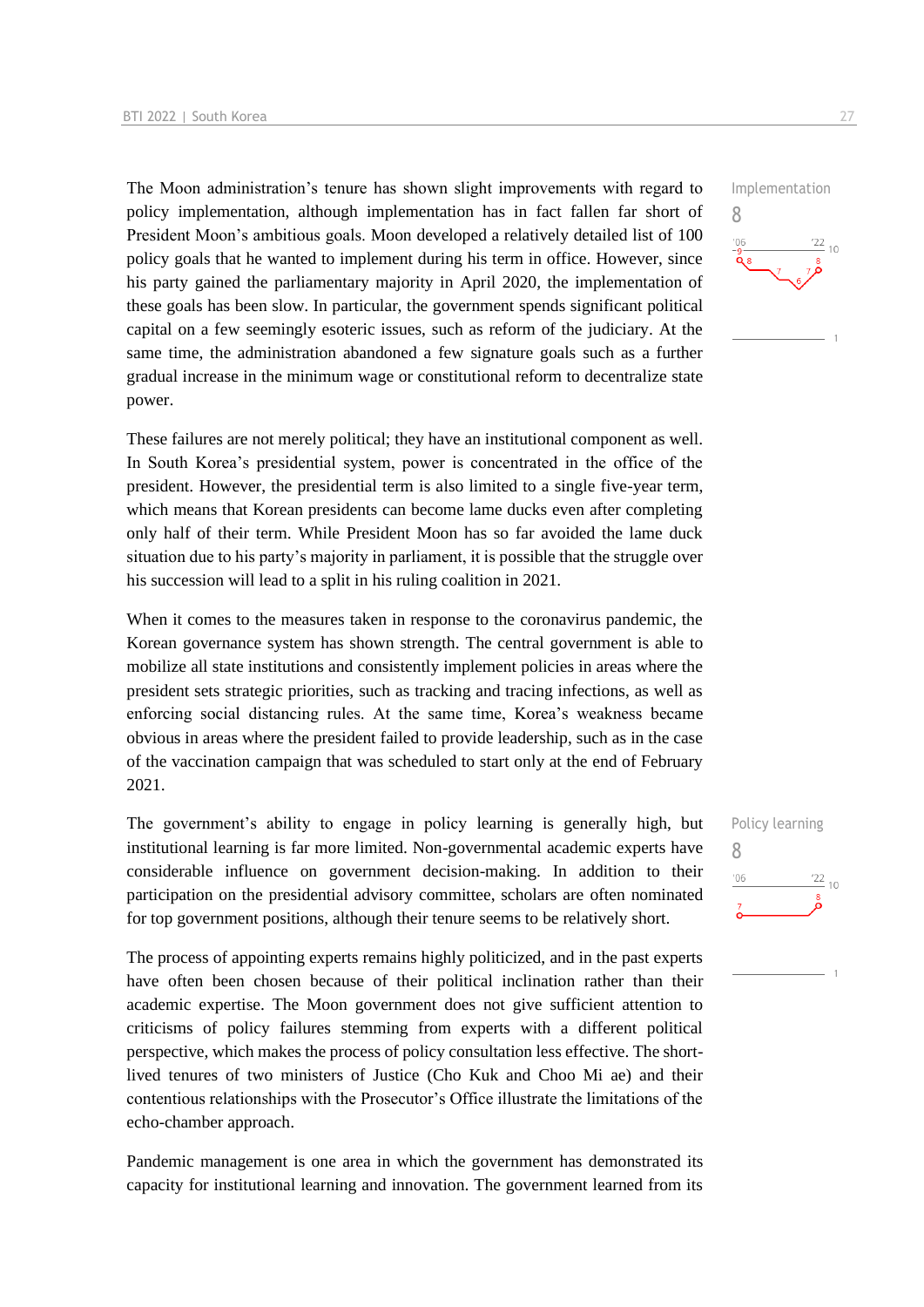The Moon administration's tenure has shown slight improvements with regard to policy implementation, although implementation has in fact fallen far short of President Moon's ambitious goals. Moon developed a relatively detailed list of 100 policy goals that he wanted to implement during his term in office. However, since his party gained the parliamentary majority in April 2020, the implementation of these goals has been slow. In particular, the government spends significant political capital on a few seemingly esoteric issues, such as reform of the judiciary. At the same time, the administration abandoned a few signature goals such as a further gradual increase in the minimum wage or constitutional reform to decentralize state power.

Implementation
8

These failures are not merely political; they have an institutional component as well. In South Korea's presidential system, power is concentrated in the office of the president. However, the presidential term is also limited to a single five-year term, which means that Korean presidents can become lame ducks even after completing only half of their term. While President Moon has so far avoided the lame duck situation due to his party's majority in parliament, it is possible that the struggle over his succession will lead to a split in his ruling coalition in 2021.

When it comes to the measures taken in response to the coronavirus pandemic, the Korean governance system has shown strength. The central government is able to mobilize all state institutions and consistently implement policies in areas where the president sets strategic priorities, such as tracking and tracing infections, as well as enforcing social distancing rules. At the same time, Korea's weakness became obvious in areas where the president failed to provide leadership, such as in the case of the vaccination campaign that was scheduled to start only at the end of February 2021.

The government's ability to engage in policy learning is generally high, but institutional learning is far more limited. Non-governmental academic experts have considerable influence on government decision-making. In addition to their participation on the presidential advisory committee, scholars are often nominated for top government positions, although their tenure seems to be relatively short.

Policy learning
8

The process of appointing experts remains highly politicized, and in the past experts have often been chosen because of their political inclination rather than their academic expertise. The Moon government does not give sufficient attention to criticisms of policy failures stemming from experts with a different political perspective, which makes the process of policy consultation less effective. The short-lived tenures of two ministers of Justice (Cho Kuk and Choo Mi ae) and their contentious relationships with the Prosecutor's Office illustrate the limitations of the echo-chamber approach.

Pandemic management is one area in which the government has demonstrated its capacity for institutional learning and innovation. The government learned from its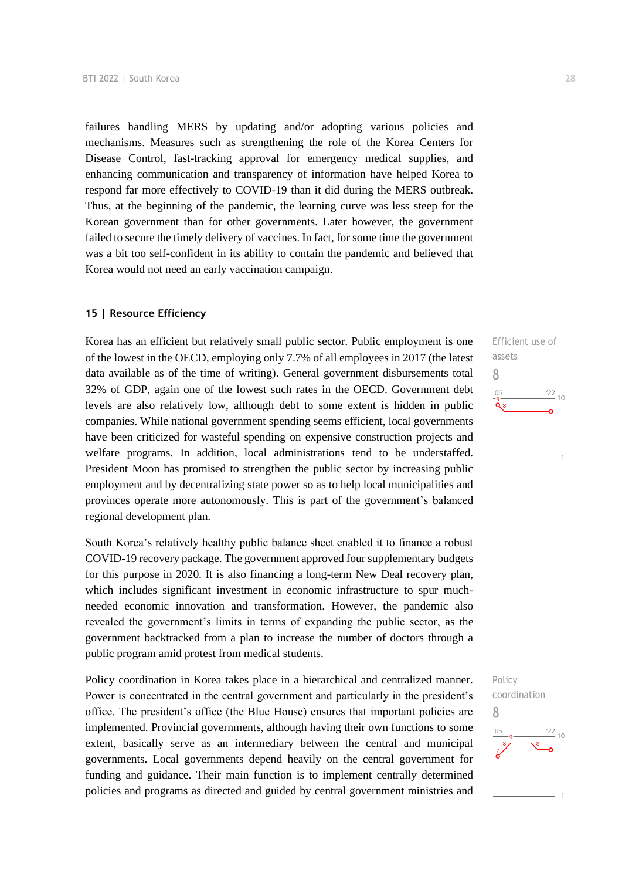failures handling MERS by updating and/or adopting various policies and mechanisms. Measures such as strengthening the role of the Korea Centers for Disease Control, fast-tracking approval for emergency medical supplies, and enhancing communication and transparency of information have helped Korea to respond far more effectively to COVID-19 than it did during the MERS outbreak. Thus, at the beginning of the pandemic, the learning curve was less steep for the Korean government than for other governments. Later however, the government failed to secure the timely delivery of vaccines. In fact, for some time the government was a bit too self-confident in its ability to contain the pandemic and believed that Korea would not need an early vaccination campaign.

## 15 | Resource Efficiency

Efficient use of assets

8

Korea has an efficient but relatively small public sector. Public employment is one of the lowest in the OECD, employing only 7.7% of all employees in 2017 (the latest data available as of the time of writing). General government disbursements total 32% of GDP, again one of the lowest such rates in the OECD. Government debt levels are also relatively low, although debt to some extent is hidden in public companies. While national government spending seems efficient, local governments have been criticized for wasteful spending on expensive construction projects and welfare programs. In addition, local administrations tend to be understaffed. President Moon has promised to strengthen the public sector by increasing public employment and by decentralizing state power so as to help local municipalities and provinces operate more autonomously. This is part of the government's balanced regional development plan.

South Korea's relatively healthy public balance sheet enabled it to finance a robust COVID-19 recovery package. The government approved four supplementary budgets for this purpose in 2020. It is also financing a long-term New Deal recovery plan, which includes significant investment in economic infrastructure to spur much-needed economic innovation and transformation. However, the pandemic also revealed the government's limits in terms of expanding the public sector, as the government backtracked from a plan to increase the number of doctors through a public program amid protest from medical students.

Policy coordination

8

Policy coordination in Korea takes place in a hierarchical and centralized manner. Power is concentrated in the central government and particularly in the president's office. The president's office (the Blue House) ensures that important policies are implemented. Provincial governments, although having their own functions to some extent, basically serve as an intermediary between the central and municipal governments. Local governments depend heavily on the central government for funding and guidance. Their main function is to implement centrally determined policies and programs as directed and guided by central government ministries and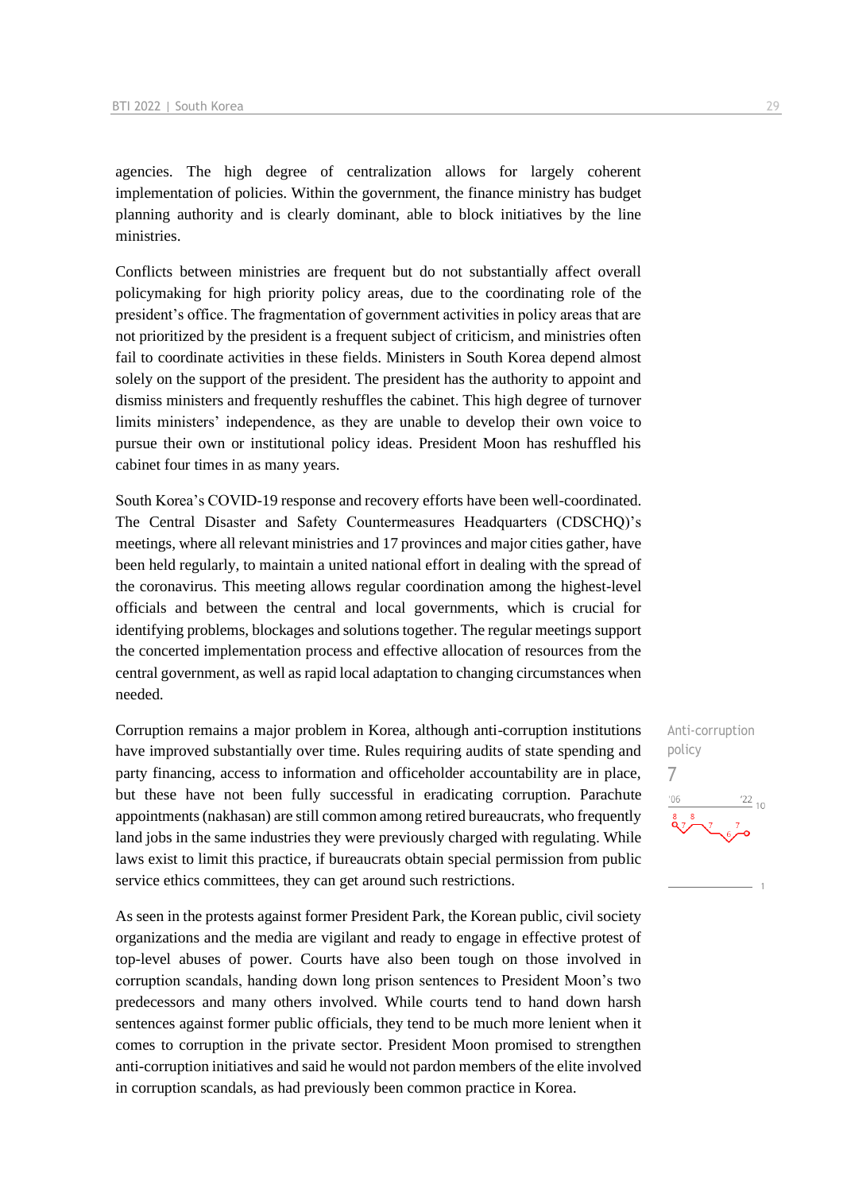agencies. The high degree of centralization allows for largely coherent implementation of policies. Within the government, the finance ministry has budget planning authority and is clearly dominant, able to block initiatives by the line ministries.

Conflicts between ministries are frequent but do not substantially affect overall policymaking for high priority policy areas, due to the coordinating role of the president's office. The fragmentation of government activities in policy areas that are not prioritized by the president is a frequent subject of criticism, and ministries often fail to coordinate activities in these fields. Ministers in South Korea depend almost solely on the support of the president. The president has the authority to appoint and dismiss ministers and frequently reshuffles the cabinet. This high degree of turnover limits ministers' independence, as they are unable to develop their own voice to pursue their own or institutional policy ideas. President Moon has reshuffled his cabinet four times in as many years.

South Korea's COVID-19 response and recovery efforts have been well-coordinated. The Central Disaster and Safety Countermeasures Headquarters (CDSCHQ)'s meetings, where all relevant ministries and 17 provinces and major cities gather, have been held regularly, to maintain a united national effort in dealing with the spread of the coronavirus. This meeting allows regular coordination among the highest-level officials and between the central and local governments, which is crucial for identifying problems, blockages and solutions together. The regular meetings support the concerted implementation process and effective allocation of resources from the central government, as well as rapid local adaptation to changing circumstances when needed.

Anti-corruption policy

7

Corruption remains a major problem in Korea, although anti-corruption institutions have improved substantially over time. Rules requiring audits of state spending and party financing, access to information and officeholder accountability are in place, but these have not been fully successful in eradicating corruption. Parachute appointments (nakhasan) are still common among retired bureaucrats, who frequently land jobs in the same industries they were previously charged with regulating. While laws exist to limit this practice, if bureaucrats obtain special permission from public service ethics committees, they can get around such restrictions.

As seen in the protests against former President Park, the Korean public, civil society organizations and the media are vigilant and ready to engage in effective protest of top-level abuses of power. Courts have also been tough on those involved in corruption scandals, handing down long prison sentences to President Moon's two predecessors and many others involved. While courts tend to hand down harsh sentences against former public officials, they tend to be much more lenient when it comes to corruption in the private sector. President Moon promised to strengthen anti-corruption initiatives and said he would not pardon members of the elite involved in corruption scandals, as had previously been common practice in Korea.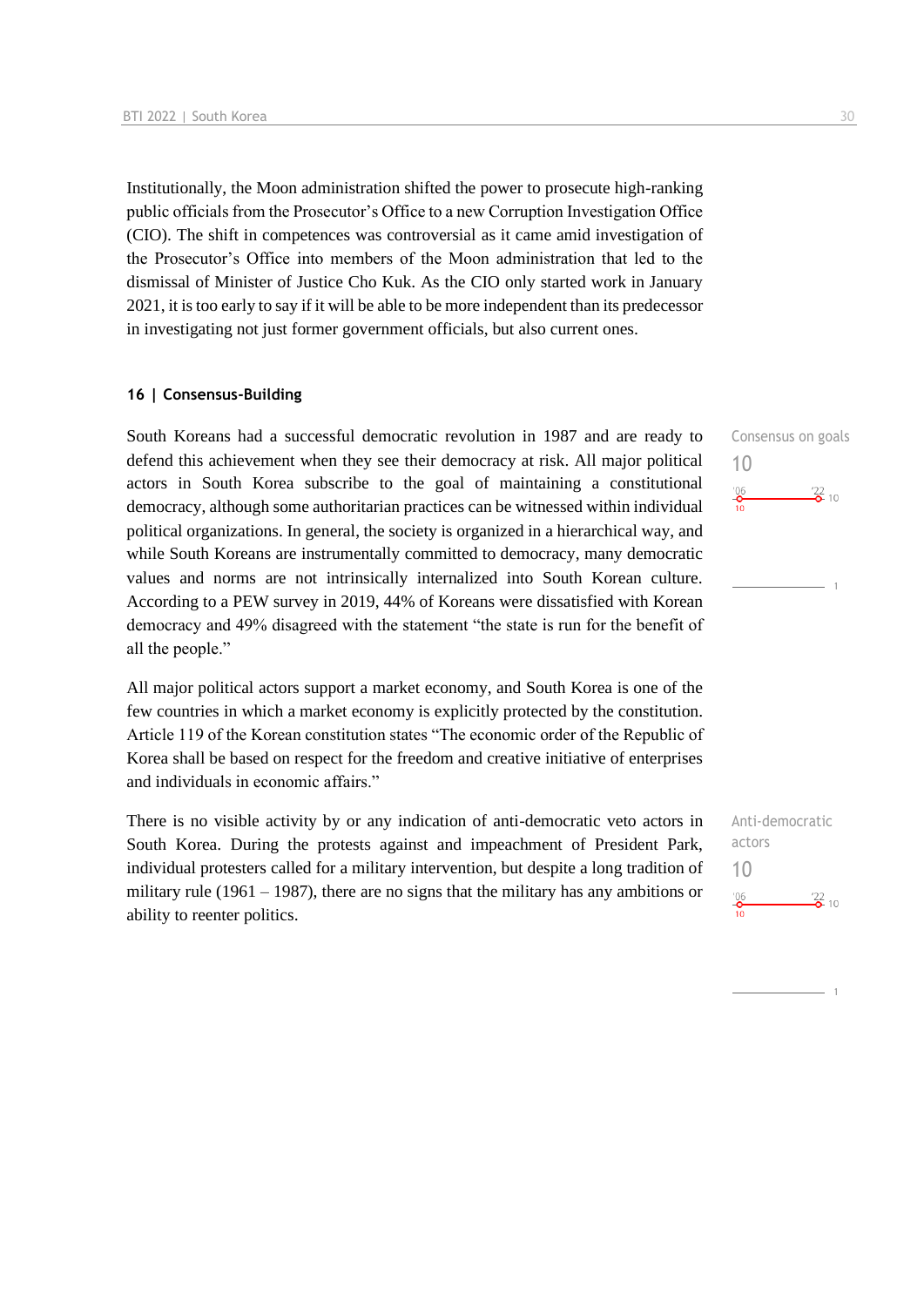Institutionally, the Moon administration shifted the power to prosecute high-ranking public officials from the Prosecutor's Office to a new Corruption Investigation Office (CIO). The shift in competences was controversial as it came amid investigation of the Prosecutor's Office into members of the Moon administration that led to the dismissal of Minister of Justice Cho Kuk. As the CIO only started work in January 2021, it is too early to say if it will be able to be more independent than its predecessor in investigating not just former government officials, but also current ones.

### 16 | Consensus-Building

Consensus on goals
10
'06: 10 — '22: 10

South Koreans had a successful democratic revolution in 1987 and are ready to defend this achievement when they see their democracy at risk. All major political actors in South Korea subscribe to the goal of maintaining a constitutional democracy, although some authoritarian practices can be witnessed within individual political organizations. In general, the society is organized in a hierarchical way, and while South Koreans are instrumentally committed to democracy, many democratic values and norms are not intrinsically internalized into South Korean culture. According to a PEW survey in 2019, 44% of Koreans were dissatisfied with Korean democracy and 49% disagreed with the statement "the state is run for the benefit of all the people."

All major political actors support a market economy, and South Korea is one of the few countries in which a market economy is explicitly protected by the constitution. Article 119 of the Korean constitution states "The economic order of the Republic of Korea shall be based on respect for the freedom and creative initiative of enterprises and individuals in economic affairs."

Anti-democratic actors
10
'06: 10 — '22: 10

There is no visible activity by or any indication of anti-democratic veto actors in South Korea. During the protests against and impeachment of President Park, individual protesters called for a military intervention, but despite a long tradition of military rule (1961 – 1987), there are no signs that the military has any ambitions or ability to reenter politics.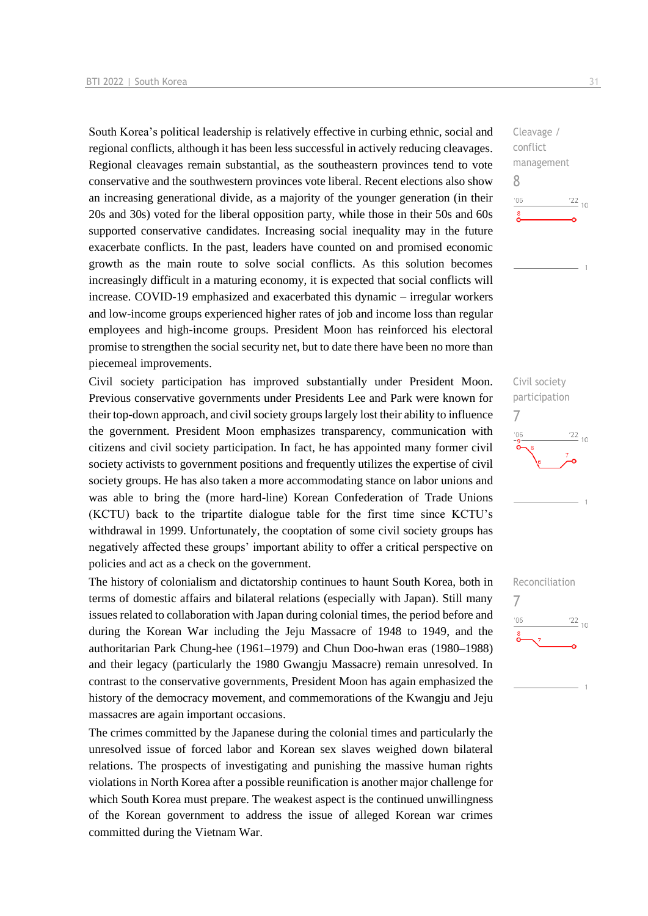South Korea's political leadership is relatively effective in curbing ethnic, social and regional conflicts, although it has been less successful in actively reducing cleavages. Regional cleavages remain substantial, as the southeastern provinces tend to vote conservative and the southwestern provinces vote liberal. Recent elections also show an increasing generational divide, as a majority of the younger generation (in their 20s and 30s) voted for the liberal opposition party, while those in their 50s and 60s supported conservative candidates. Increasing social inequality may in the future exacerbate conflicts. In the past, leaders have counted on and promised economic growth as the main route to solve social conflicts. As this solution becomes increasingly difficult in a maturing economy, it is expected that social conflicts will increase. COVID-19 emphasized and exacerbated this dynamic – irregular workers and low-income groups experienced higher rates of job and income loss than regular employees and high-income groups. President Moon has reinforced his electoral promise to strengthen the social security net, but to date there have been no more than piecemeal improvements.

Cleavage / conflict management
8

Civil society participation has improved substantially under President Moon. Previous conservative governments under Presidents Lee and Park were known for their top-down approach, and civil society groups largely lost their ability to influence the government. President Moon emphasizes transparency, communication with citizens and civil society participation. In fact, he has appointed many former civil society activists to government positions and frequently utilizes the expertise of civil society groups. He has also taken a more accommodating stance on labor unions and was able to bring the (more hard-line) Korean Confederation of Trade Unions (KCTU) back to the tripartite dialogue table for the first time since KCTU's withdrawal in 1999. Unfortunately, the cooptation of some civil society groups has negatively affected these groups' important ability to offer a critical perspective on policies and act as a check on the government.

Civil society participation
7

The history of colonialism and dictatorship continues to haunt South Korea, both in terms of domestic affairs and bilateral relations (especially with Japan). Still many issues related to collaboration with Japan during colonial times, the period before and during the Korean War including the Jeju Massacre of 1948 to 1949, and the authoritarian Park Chung-hee (1961–1979) and Chun Doo-hwan eras (1980–1988) and their legacy (particularly the 1980 Gwangju Massacre) remain unresolved. In contrast to the conservative governments, President Moon has again emphasized the history of the democracy movement, and commemorations of the Kwangju and Jeju massacres are again important occasions.

Reconciliation
7

The crimes committed by the Japanese during the colonial times and particularly the unresolved issue of forced labor and Korean sex slaves weighed down bilateral relations. The prospects of investigating and punishing the massive human rights violations in North Korea after a possible reunification is another major challenge for which South Korea must prepare. The weakest aspect is the continued unwillingness of the Korean government to address the issue of alleged Korean war crimes committed during the Vietnam War.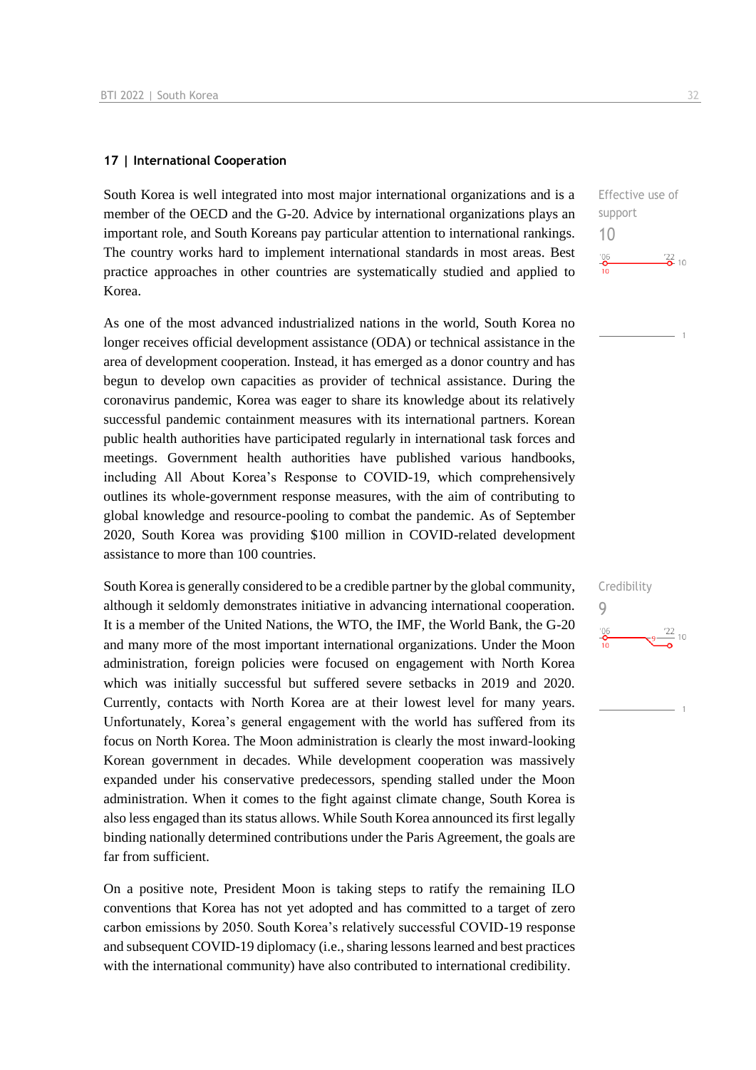### 17 | International Cooperation

South Korea is well integrated into most major international organizations and is a member of the OECD and the G-20. Advice by international organizations plays an important role, and South Koreans pay particular attention to international rankings. The country works hard to implement international standards in most areas. Best practice approaches in other countries are systematically studied and applied to Korea.

Effective use of support
10

As one of the most advanced industrialized nations in the world, South Korea no longer receives official development assistance (ODA) or technical assistance in the area of development cooperation. Instead, it has emerged as a donor country and has begun to develop own capacities as provider of technical assistance. During the coronavirus pandemic, Korea was eager to share its knowledge about its relatively successful pandemic containment measures with its international partners. Korean public health authorities have participated regularly in international task forces and meetings. Government health authorities have published various handbooks, including All About Korea's Response to COVID-19, which comprehensively outlines its whole-government response measures, with the aim of contributing to global knowledge and resource-pooling to combat the pandemic. As of September 2020, South Korea was providing $100 million in COVID-related development assistance to more than 100 countries.

South Korea is generally considered to be a credible partner by the global community, although it seldomly demonstrates initiative in advancing international cooperation. It is a member of the United Nations, the WTO, the IMF, the World Bank, the G-20 and many more of the most important international organizations. Under the Moon administration, foreign policies were focused on engagement with North Korea which was initially successful but suffered severe setbacks in 2019 and 2020. Currently, contacts with North Korea are at their lowest level for many years. Unfortunately, Korea's general engagement with the world has suffered from its focus on North Korea. The Moon administration is clearly the most inward-looking Korean government in decades. While development cooperation was massively expanded under his conservative predecessors, spending stalled under the Moon administration. When it comes to the fight against climate change, South Korea is also less engaged than its status allows. While South Korea announced its first legally binding nationally determined contributions under the Paris Agreement, the goals are far from sufficient.

Credibility
9

On a positive note, President Moon is taking steps to ratify the remaining ILO conventions that Korea has not yet adopted and has committed to a target of zero carbon emissions by 2050. South Korea's relatively successful COVID-19 response and subsequent COVID-19 diplomacy (i.e., sharing lessons learned and best practices with the international community) have also contributed to international credibility.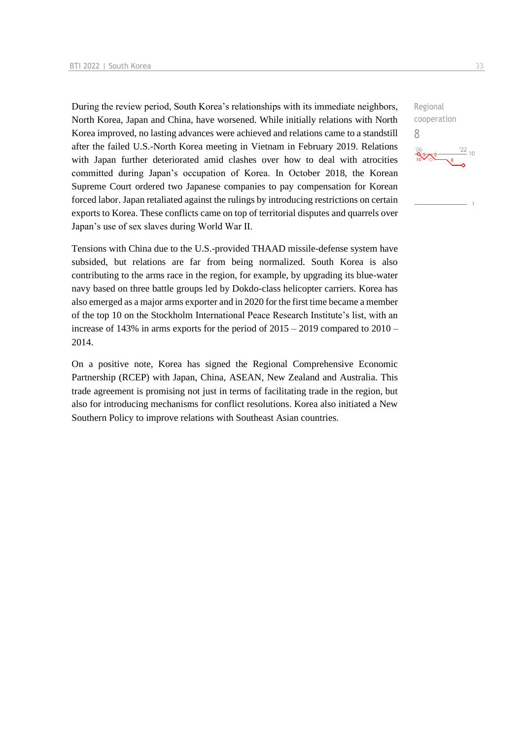During the review period, South Korea's relationships with its immediate neighbors, North Korea, Japan and China, have worsened. While initially relations with North Korea improved, no lasting advances were achieved and relations came to a standstill after the failed U.S.-North Korea meeting in Vietnam in February 2019. Relations with Japan further deteriorated amid clashes over how to deal with atrocities committed during Japan's occupation of Korea. In October 2018, the Korean Supreme Court ordered two Japanese companies to pay compensation for Korean forced labor. Japan retaliated against the rulings by introducing restrictions on certain exports to Korea. These conflicts came on top of territorial disputes and quarrels over Japan's use of sex slaves during World War II.

Regional cooperation

8

Tensions with China due to the U.S.-provided THAAD missile-defense system have subsided, but relations are far from being normalized. South Korea is also contributing to the arms race in the region, for example, by upgrading its blue-water navy based on three battle groups led by Dokdo-class helicopter carriers. Korea has also emerged as a major arms exporter and in 2020 for the first time became a member of the top 10 on the Stockholm International Peace Research Institute's list, with an increase of 143% in arms exports for the period of 2015 – 2019 compared to 2010 – 2014.

On a positive note, Korea has signed the Regional Comprehensive Economic Partnership (RCEP) with Japan, China, ASEAN, New Zealand and Australia. This trade agreement is promising not just in terms of facilitating trade in the region, but also for introducing mechanisms for conflict resolutions. Korea also initiated a New Southern Policy to improve relations with Southeast Asian countries.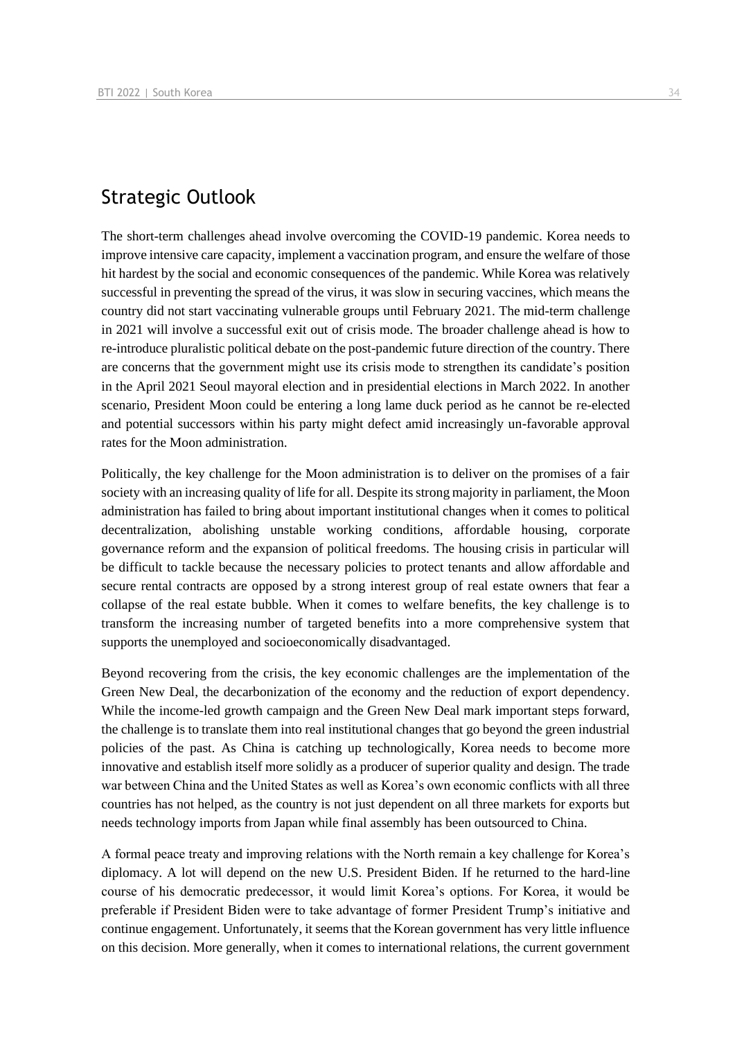## Strategic Outlook

The short-term challenges ahead involve overcoming the COVID-19 pandemic. Korea needs to improve intensive care capacity, implement a vaccination program, and ensure the welfare of those hit hardest by the social and economic consequences of the pandemic. While Korea was relatively successful in preventing the spread of the virus, it was slow in securing vaccines, which means the country did not start vaccinating vulnerable groups until February 2021. The mid-term challenge in 2021 will involve a successful exit out of crisis mode. The broader challenge ahead is how to re-introduce pluralistic political debate on the post-pandemic future direction of the country. There are concerns that the government might use its crisis mode to strengthen its candidate's position in the April 2021 Seoul mayoral election and in presidential elections in March 2022. In another scenario, President Moon could be entering a long lame duck period as he cannot be re-elected and potential successors within his party might defect amid increasingly un-favorable approval rates for the Moon administration.

Politically, the key challenge for the Moon administration is to deliver on the promises of a fair society with an increasing quality of life for all. Despite its strong majority in parliament, the Moon administration has failed to bring about important institutional changes when it comes to political decentralization, abolishing unstable working conditions, affordable housing, corporate governance reform and the expansion of political freedoms. The housing crisis in particular will be difficult to tackle because the necessary policies to protect tenants and allow affordable and secure rental contracts are opposed by a strong interest group of real estate owners that fear a collapse of the real estate bubble. When it comes to welfare benefits, the key challenge is to transform the increasing number of targeted benefits into a more comprehensive system that supports the unemployed and socioeconomically disadvantaged.

Beyond recovering from the crisis, the key economic challenges are the implementation of the Green New Deal, the decarbonization of the economy and the reduction of export dependency. While the income-led growth campaign and the Green New Deal mark important steps forward, the challenge is to translate them into real institutional changes that go beyond the green industrial policies of the past. As China is catching up technologically, Korea needs to become more innovative and establish itself more solidly as a producer of superior quality and design. The trade war between China and the United States as well as Korea's own economic conflicts with all three countries has not helped, as the country is not just dependent on all three markets for exports but needs technology imports from Japan while final assembly has been outsourced to China.

A formal peace treaty and improving relations with the North remain a key challenge for Korea's diplomacy. A lot will depend on the new U.S. President Biden. If he returned to the hard-line course of his democratic predecessor, it would limit Korea's options. For Korea, it would be preferable if President Biden were to take advantage of former President Trump's initiative and continue engagement. Unfortunately, it seems that the Korean government has very little influence on this decision. More generally, when it comes to international relations, the current government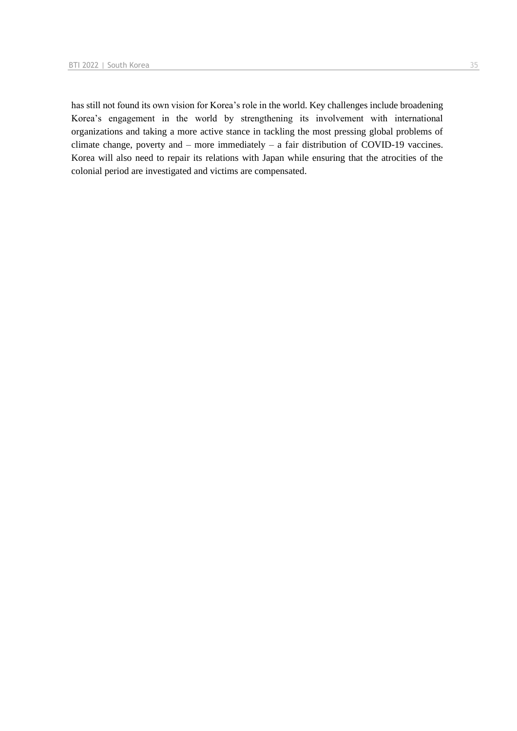has still not found its own vision for Korea's role in the world. Key challenges include broadening Korea's engagement in the world by strengthening its involvement with international organizations and taking a more active stance in tackling the most pressing global problems of climate change, poverty and – more immediately – a fair distribution of COVID-19 vaccines. Korea will also need to repair its relations with Japan while ensuring that the atrocities of the colonial period are investigated and victims are compensated.